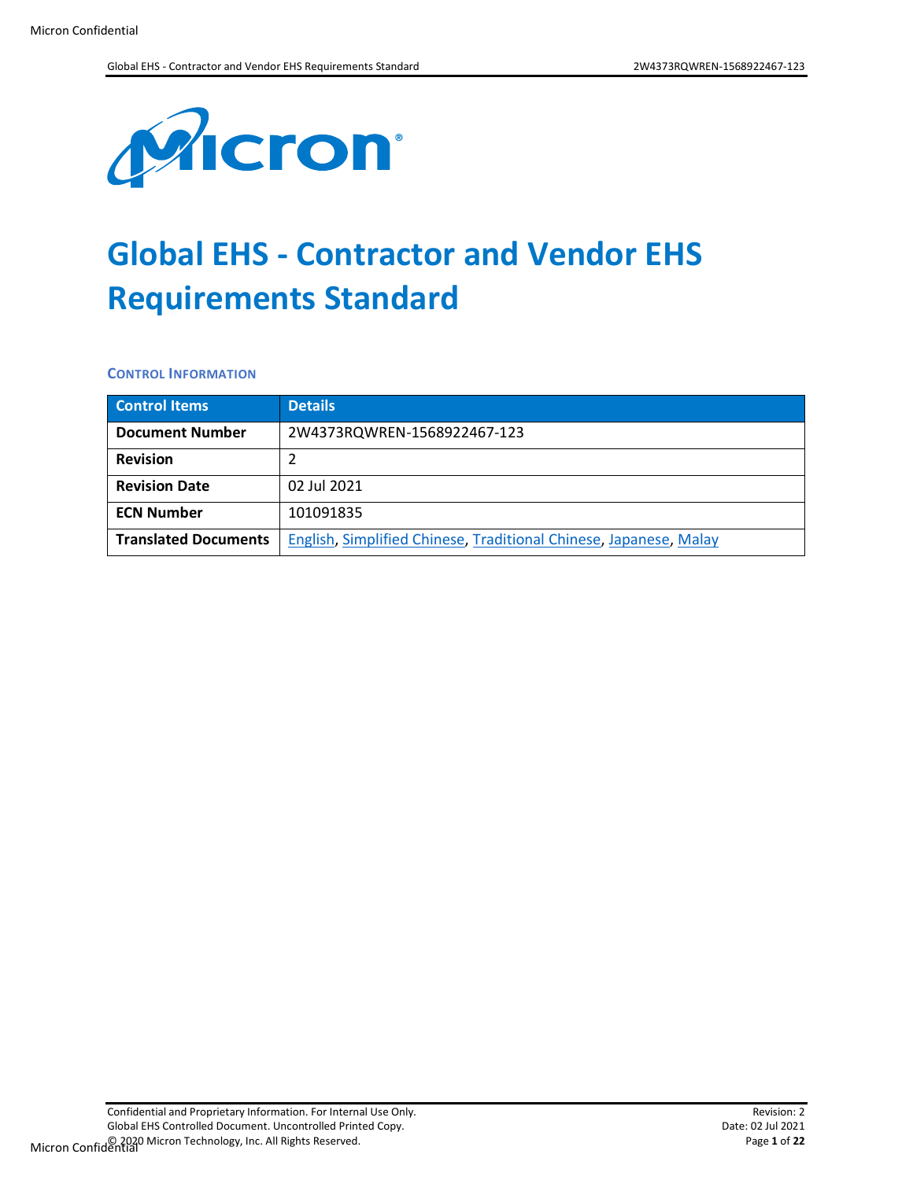# Global EHS - Contractor and Vendor EHS Requirements Standard

### CONTROL INFORMATION

| Control Items | Details |
|---|---|
| **Document Number** | 2W4373RQWREN-1568922467-123 |
| **Revision** | 2 |
| **Revision Date** | 02 Jul 2021 |
| **ECN Number** | 101091835 |
| **Translated Documents** | English, Simplified Chinese, Traditional Chinese, Japanese, Malay |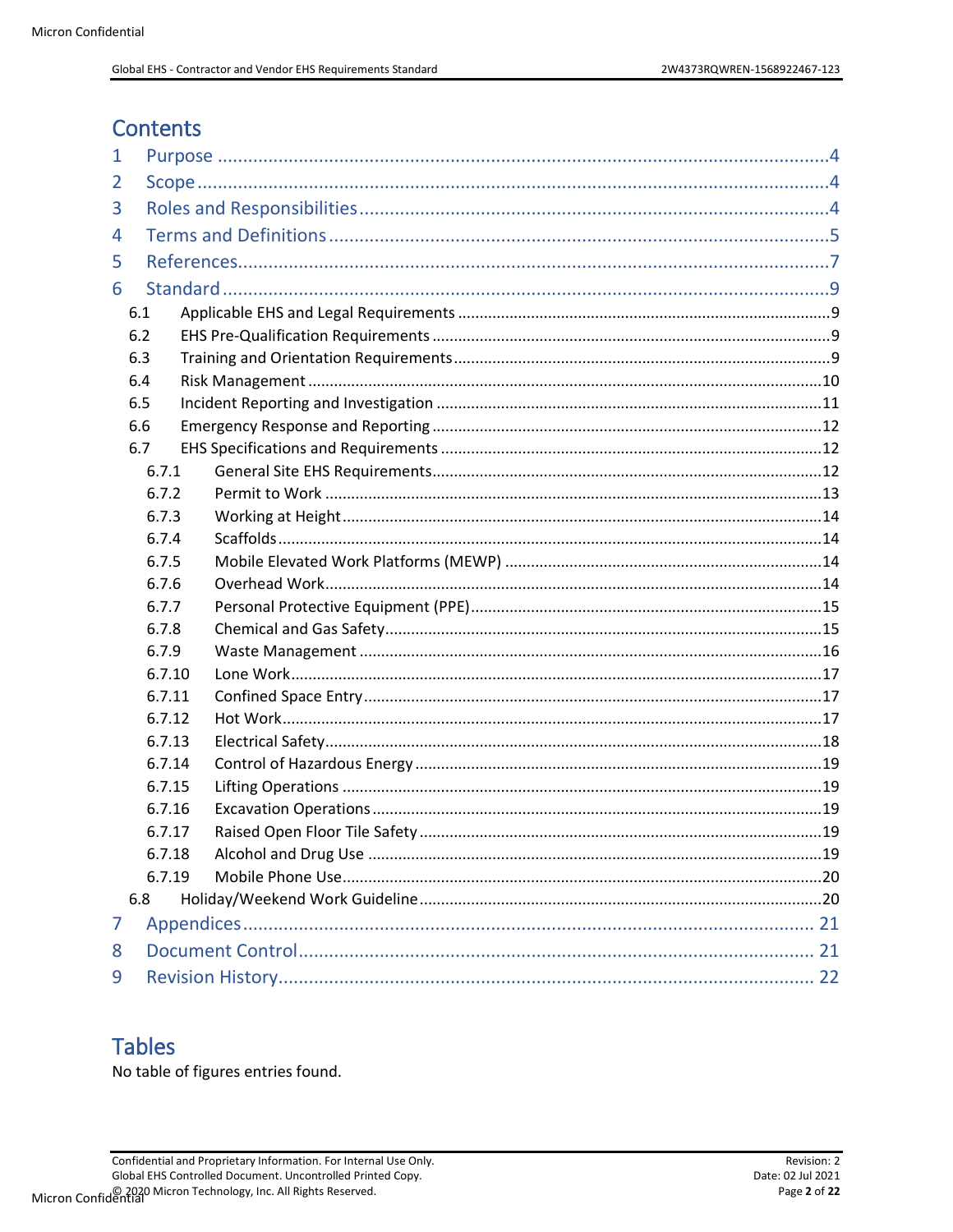# Contents

1 Purpose ....................................................................................................................4
2 Scope .......................................................................................................................4
3 Roles and Responsibilities.......................................................................................4
4 Terms and Definitions..............................................................................................5
5 References...............................................................................................................7
6 Standard ..................................................................................................................9
  6.1 Applicable EHS and Legal Requirements ..........................................................9
  6.2 EHS Pre-Qualification Requirements .................................................................9
  6.3 Training and Orientation Requirements.............................................................9
  6.4 Risk Management ............................................................................................10
  6.5 Incident Reporting and Investigation ...............................................................11
  6.6 Emergency Response and Reporting ...............................................................12
  6.7 EHS Specifications and Requirements ..............................................................12
    6.7.1 General Site EHS Requirements.................................................................12
    6.7.2 Permit to Work ..........................................................................................13
    6.7.3 Working at Height......................................................................................14
    6.7.4 Scaffolds.....................................................................................................14
    6.7.5 Mobile Elevated Work Platforms (MEWP) .................................................14
    6.7.6 Overhead Work..........................................................................................14
    6.7.7 Personal Protective Equipment (PPE).........................................................15
    6.7.8 Chemical and Gas Safety............................................................................15
    6.7.9 Waste Management ..................................................................................16
    6.7.10 Lone Work.................................................................................................17
    6.7.11 Confined Space Entry ................................................................................17
    6.7.12 Hot Work...................................................................................................17
    6.7.13 Electrical Safety.........................................................................................18
    6.7.14 Control of Hazardous Energy ....................................................................19
    6.7.15 Lifting Operations .....................................................................................19
    6.7.16 Excavation Operations ..............................................................................19
    6.7.17 Raised Open Floor Tile Safety ...................................................................19
    6.7.18 Alcohol and Drug Use ...............................................................................19
    6.7.19 Mobile Phone Use.....................................................................................20
  6.8 Holiday/Weekend Work Guideline....................................................................20
7 Appendices ............................................................................................................21
8 Document Control..................................................................................................21
9 Revision History.....................................................................................................22

# Tables

No table of figures entries found.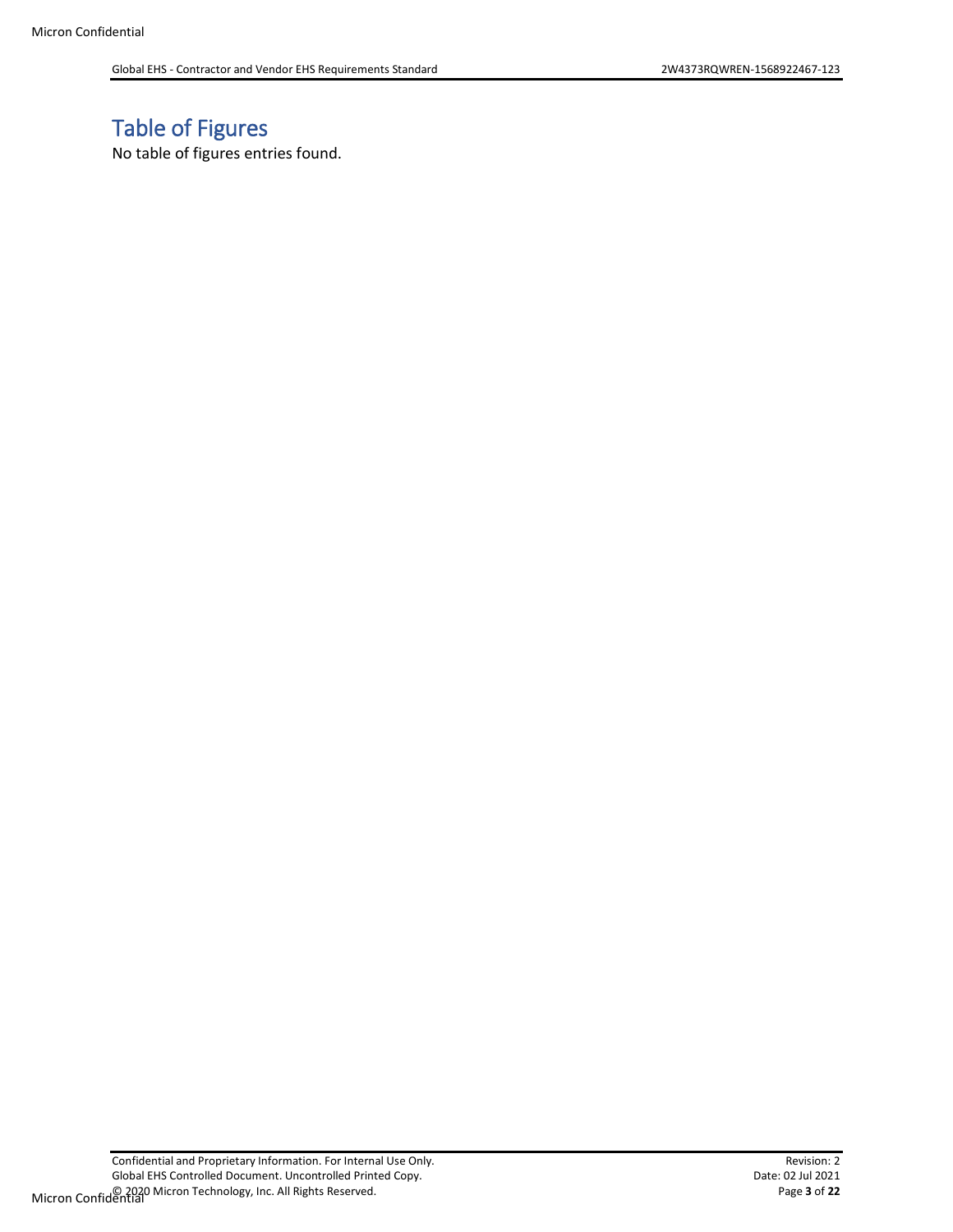# Table of Figures

No table of figures entries found.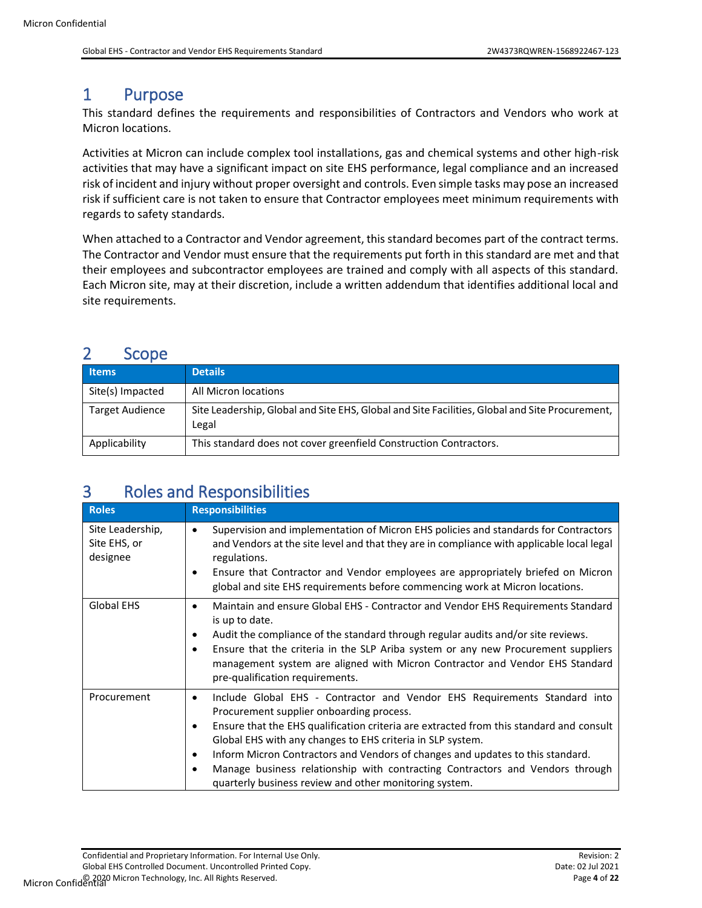# 1 Purpose

This standard defines the requirements and responsibilities of Contractors and Vendors who work at Micron locations.

Activities at Micron can include complex tool installations, gas and chemical systems and other high-risk activities that may have a significant impact on site EHS performance, legal compliance and an increased risk of incident and injury without proper oversight and controls. Even simple tasks may pose an increased risk if sufficient care is not taken to ensure that Contractor employees meet minimum requirements with regards to safety standards.

When attached to a Contractor and Vendor agreement, this standard becomes part of the contract terms. The Contractor and Vendor must ensure that the requirements put forth in this standard are met and that their employees and subcontractor employees are trained and comply with all aspects of this standard. Each Micron site, may at their discretion, include a written addendum that identifies additional local and site requirements.

# 2 Scope

| Items | Details |
|---|---|
| Site(s) Impacted | All Micron locations |
| Target Audience | Site Leadership, Global and Site EHS, Global and Site Facilities, Global and Site Procurement, Legal |
| Applicability | This standard does not cover greenfield Construction Contractors. |

# 3 Roles and Responsibilities

| Roles | Responsibilities |
|---|---|
| Site Leadership, Site EHS, or designee | • Supervision and implementation of Micron EHS policies and standards for Contractors and Vendors at the site level and that they are in compliance with applicable local legal regulations.<br>• Ensure that Contractor and Vendor employees are appropriately briefed on Micron global and site EHS requirements before commencing work at Micron locations. |
| Global EHS | • Maintain and ensure Global EHS - Contractor and Vendor EHS Requirements Standard is up to date.<br>• Audit the compliance of the standard through regular audits and/or site reviews.<br>• Ensure that the criteria in the SLP Ariba system or any new Procurement suppliers management system are aligned with Micron Contractor and Vendor EHS Standard pre-qualification requirements. |
| Procurement | • Include Global EHS - Contractor and Vendor EHS Requirements Standard into Procurement supplier onboarding process.<br>• Ensure that the EHS qualification criteria are extracted from this standard and consult Global EHS with any changes to EHS criteria in SLP system.<br>• Inform Micron Contractors and Vendors of changes and updates to this standard.<br>• Manage business relationship with contracting Contractors and Vendors through quarterly business review and other monitoring system. |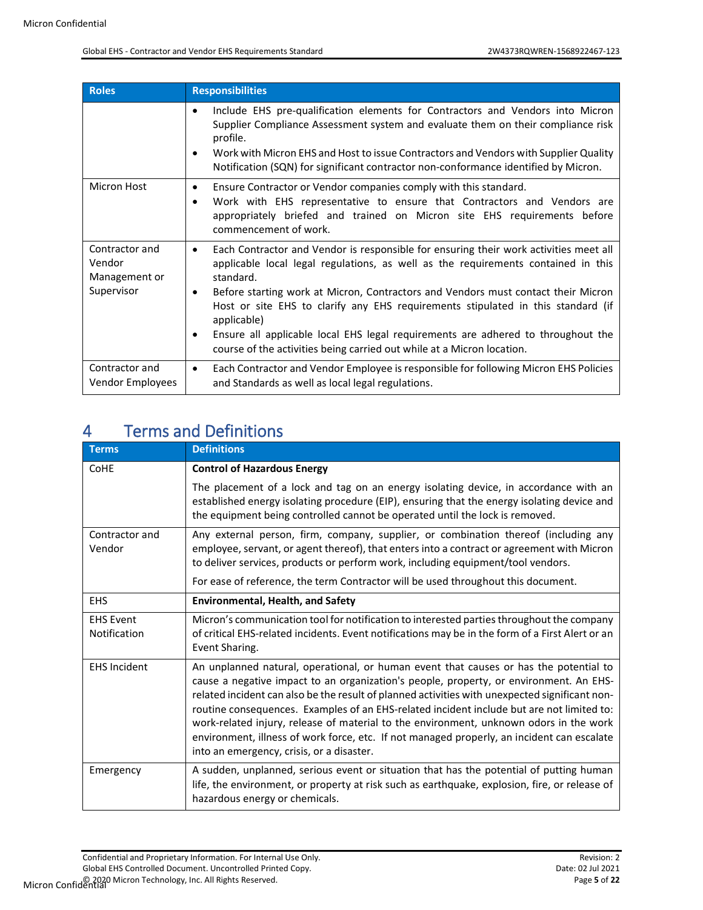| Roles | Responsibilities |
|---|---|
| | • Include EHS pre-qualification elements for Contractors and Vendors into Micron Supplier Compliance Assessment system and evaluate them on their compliance risk profile.<br>• Work with Micron EHS and Host to issue Contractors and Vendors with Supplier Quality Notification (SQN) for significant contractor non-conformance identified by Micron. |
| Micron Host | • Ensure Contractor or Vendor companies comply with this standard.<br>• Work with EHS representative to ensure that Contractors and Vendors are appropriately briefed and trained on Micron site EHS requirements before commencement of work. |
| Contractor and Vendor Management or Supervisor | • Each Contractor and Vendor is responsible for ensuring their work activities meet all applicable local legal regulations, as well as the requirements contained in this standard.<br>• Before starting work at Micron, Contractors and Vendors must contact their Micron Host or site EHS to clarify any EHS requirements stipulated in this standard (if applicable)<br>• Ensure all applicable local EHS legal requirements are adhered to throughout the course of the activities being carried out while at a Micron location. |
| Contractor and Vendor Employees | • Each Contractor and Vendor Employee is responsible for following Micron EHS Policies and Standards as well as local legal regulations. |

# 4 Terms and Definitions

| Terms | Definitions |
|---|---|
| CoHE | **Control of Hazardous Energy**<br>The placement of a lock and tag on an energy isolating device, in accordance with an established energy isolating procedure (EIP), ensuring that the energy isolating device and the equipment being controlled cannot be operated until the lock is removed. |
| Contractor and Vendor | Any external person, firm, company, supplier, or combination thereof (including any employee, servant, or agent thereof), that enters into a contract or agreement with Micron to deliver services, products or perform work, including equipment/tool vendors.<br>For ease of reference, the term Contractor will be used throughout this document. |
| EHS | **Environmental, Health, and Safety** |
| EHS Event Notification | Micron's communication tool for notification to interested parties throughout the company of critical EHS-related incidents. Event notifications may be in the form of a First Alert or an Event Sharing. |
| EHS Incident | An unplanned natural, operational, or human event that causes or has the potential to cause a negative impact to an organization's people, property, or environment. An EHS-related incident can also be the result of planned activities with unexpected significant non-routine consequences. Examples of an EHS-related incident include but are not limited to: work-related injury, release of material to the environment, unknown odors in the work environment, illness of work force, etc. If not managed properly, an incident can escalate into an emergency, crisis, or a disaster. |
| Emergency | A sudden, unplanned, serious event or situation that has the potential of putting human life, the environment, or property at risk such as earthquake, explosion, fire, or release of hazardous energy or chemicals. |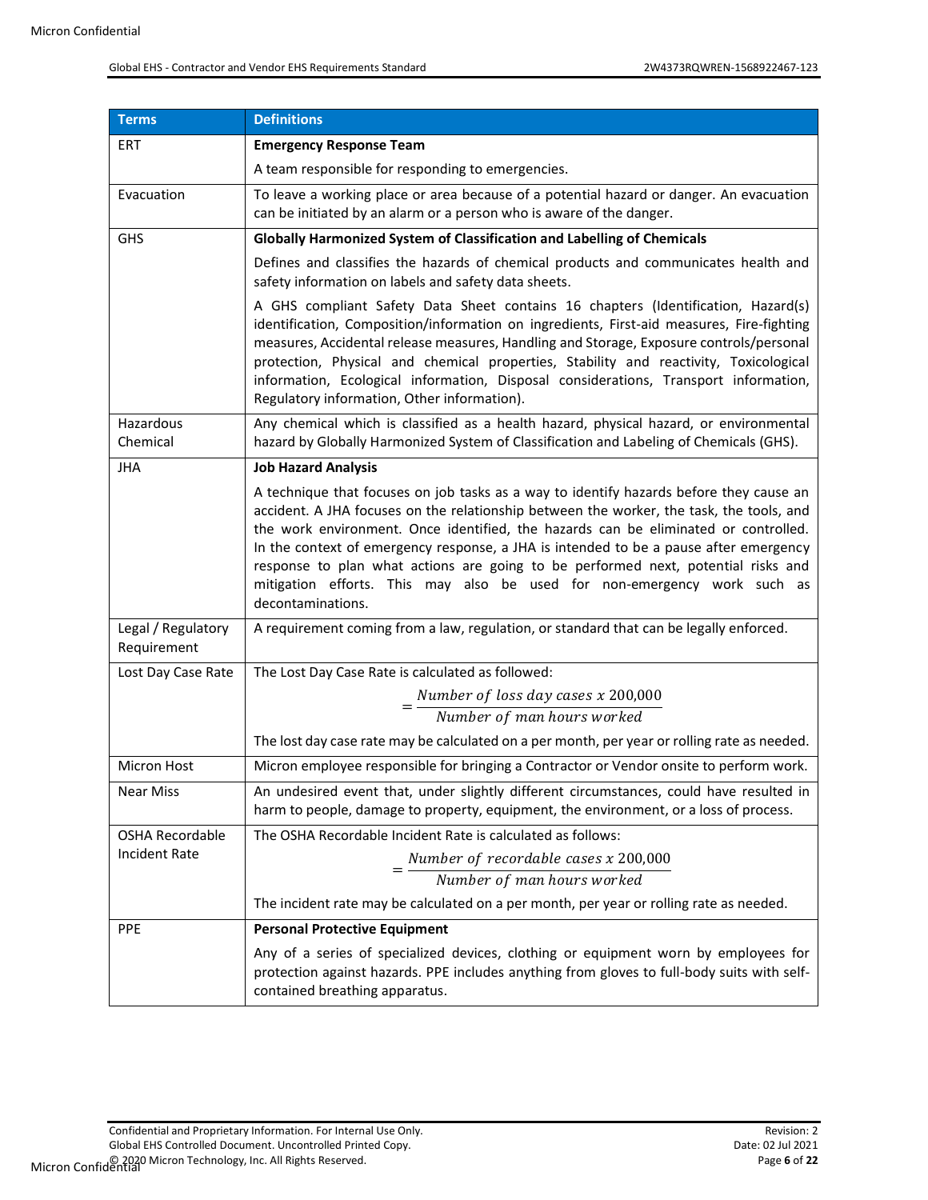| Terms | Definitions |
|---|---|
| ERT | **Emergency Response Team**<br><br>A team responsible for responding to emergencies. |
| Evacuation | To leave a working place or area because of a potential hazard or danger. An evacuation can be initiated by an alarm or a person who is aware of the danger. |
| GHS | **Globally Harmonized System of Classification and Labelling of Chemicals**<br><br>Defines and classifies the hazards of chemical products and communicates health and safety information on labels and safety data sheets.<br><br>A GHS compliant Safety Data Sheet contains 16 chapters (Identification, Hazard(s) identification, Composition/information on ingredients, First-aid measures, Fire-fighting measures, Accidental release measures, Handling and Storage, Exposure controls/personal protection, Physical and chemical properties, Stability and reactivity, Toxicological information, Ecological information, Disposal considerations, Transport information, Regulatory information, Other information). |
| Hazardous Chemical | Any chemical which is classified as a health hazard, physical hazard, or environmental hazard by Globally Harmonized System of Classification and Labeling of Chemicals (GHS). |
| JHA | **Job Hazard Analysis**<br><br>A technique that focuses on job tasks as a way to identify hazards before they cause an accident. A JHA focuses on the relationship between the worker, the task, the tools, and the work environment. Once identified, the hazards can be eliminated or controlled. In the context of emergency response, a JHA is intended to be a pause after emergency response to plan what actions are going to be performed next, potential risks and mitigation efforts. This may also be used for non-emergency work such as decontaminations. |
| Legal / Regulatory Requirement | A requirement coming from a law, regulation, or standard that can be legally enforced. |
| Lost Day Case Rate | The Lost Day Case Rate is calculated as followed:<br><br>$= \frac{Number\ of\ loss\ day\ cases\ x\ 200{,}000}{Number\ of\ man\ hours\ worked}$<br><br>The lost day case rate may be calculated on a per month, per year or rolling rate as needed. |
| Micron Host | Micron employee responsible for bringing a Contractor or Vendor onsite to perform work. |
| Near Miss | An undesired event that, under slightly different circumstances, could have resulted in harm to people, damage to property, equipment, the environment, or a loss of process. |
| OSHA Recordable Incident Rate | The OSHA Recordable Incident Rate is calculated as follows:<br><br>$= \frac{Number\ of\ recordable\ cases\ x\ 200{,}000}{Number\ of\ man\ hours\ worked}$<br><br>The incident rate may be calculated on a per month, per year or rolling rate as needed. |
| PPE | **Personal Protective Equipment**<br><br>Any of a series of specialized devices, clothing or equipment worn by employees for protection against hazards. PPE includes anything from gloves to full-body suits with self-contained breathing apparatus. |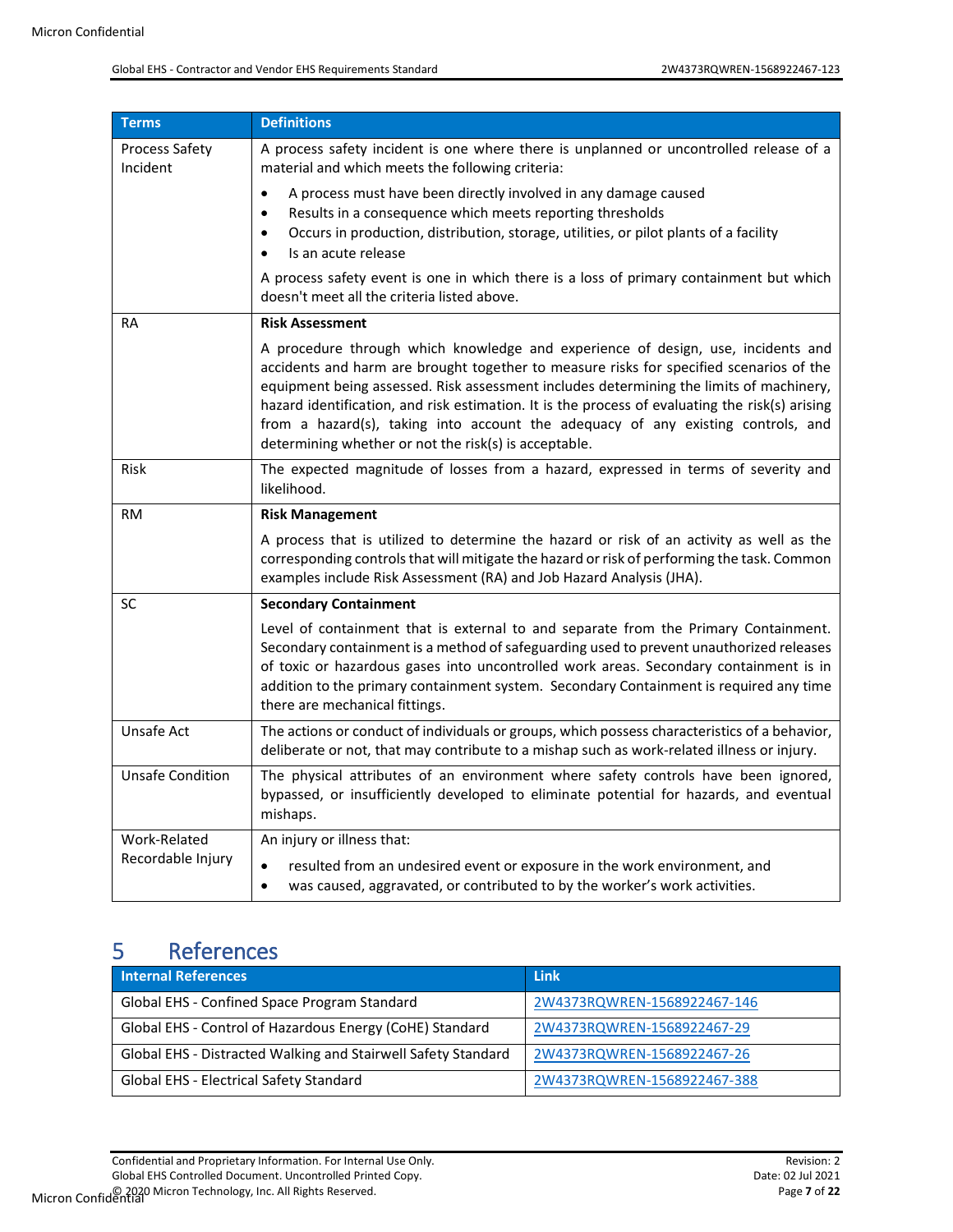| Terms | Definitions |
|---|---|
| Process Safety Incident | A process safety incident is one where there is unplanned or uncontrolled release of a material and which meets the following criteria:<br>• A process must have been directly involved in any damage caused<br>• Results in a consequence which meets reporting thresholds<br>• Occurs in production, distribution, storage, utilities, or pilot plants of a facility<br>• Is an acute release<br>A process safety event is one in which there is a loss of primary containment but which doesn't meet all the criteria listed above. |
| RA | **Risk Assessment**<br>A procedure through which knowledge and experience of design, use, incidents and accidents and harm are brought together to measure risks for specified scenarios of the equipment being assessed. Risk assessment includes determining the limits of machinery, hazard identification, and risk estimation. It is the process of evaluating the risk(s) arising from a hazard(s), taking into account the adequacy of any existing controls, and determining whether or not the risk(s) is acceptable. |
| Risk | The expected magnitude of losses from a hazard, expressed in terms of severity and likelihood. |
| RM | **Risk Management**<br>A process that is utilized to determine the hazard or risk of an activity as well as the corresponding controls that will mitigate the hazard or risk of performing the task. Common examples include Risk Assessment (RA) and Job Hazard Analysis (JHA). |
| SC | **Secondary Containment**<br>Level of containment that is external to and separate from the Primary Containment. Secondary containment is a method of safeguarding used to prevent unauthorized releases of toxic or hazardous gases into uncontrolled work areas. Secondary containment is in addition to the primary containment system. Secondary Containment is required any time there are mechanical fittings. |
| Unsafe Act | The actions or conduct of individuals or groups, which possess characteristics of a behavior, deliberate or not, that may contribute to a mishap such as work-related illness or injury. |
| Unsafe Condition | The physical attributes of an environment where safety controls have been ignored, bypassed, or insufficiently developed to eliminate potential for hazards, and eventual mishaps. |
| Work-Related Recordable Injury | An injury or illness that:<br>• resulted from an undesired event or exposure in the work environment, and<br>• was caused, aggravated, or contributed to by the worker's work activities. |

# 5 References

| Internal References | Link |
|---|---|
| Global EHS - Confined Space Program Standard | 2W4373RQWREN-1568922467-146 |
| Global EHS - Control of Hazardous Energy (CoHE) Standard | 2W4373RQWREN-1568922467-29 |
| Global EHS - Distracted Walking and Stairwell Safety Standard | 2W4373RQWREN-1568922467-26 |
| Global EHS - Electrical Safety Standard | 2W4373RQWREN-1568922467-388 |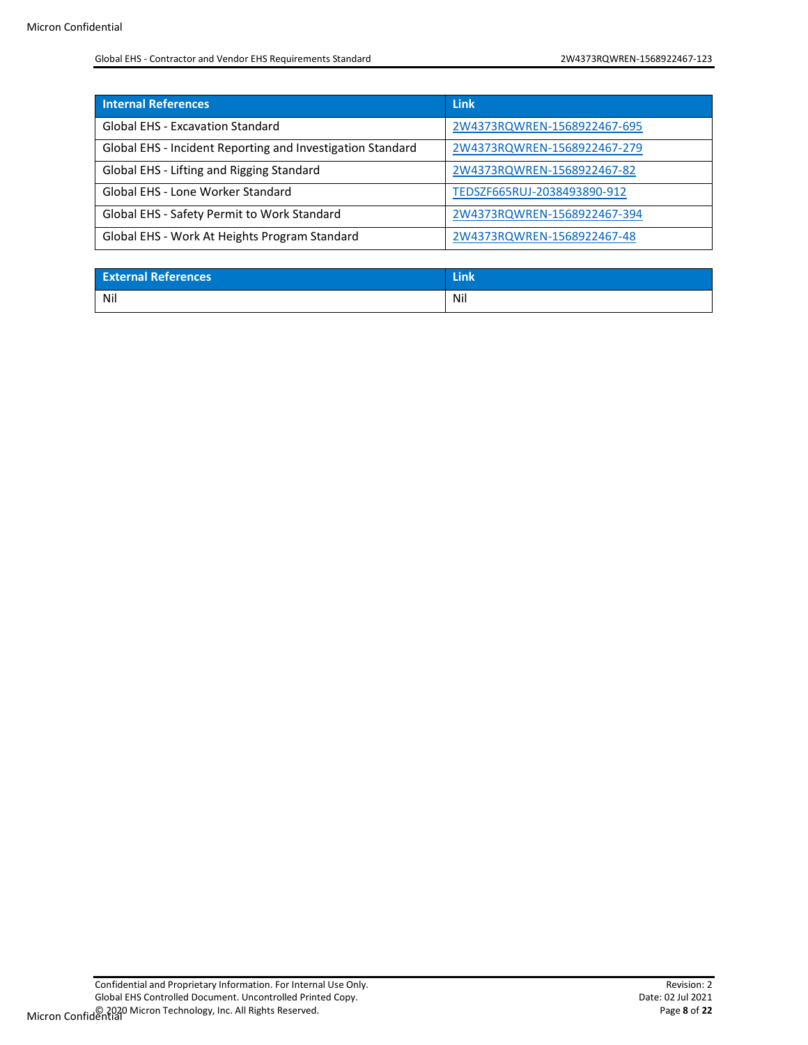| Internal References | Link |
| --- | --- |
| Global EHS - Excavation Standard | 2W4373RQWREN-1568922467-695 |
| Global EHS - Incident Reporting and Investigation Standard | 2W4373RQWREN-1568922467-279 |
| Global EHS - Lifting and Rigging Standard | 2W4373RQWREN-1568922467-82 |
| Global EHS - Lone Worker Standard | TEDSZF665RUJ-2038493890-912 |
| Global EHS - Safety Permit to Work Standard | 2W4373RQWREN-1568922467-394 |
| Global EHS - Work At Heights Program Standard | 2W4373RQWREN-1568922467-48 |

| External References | Link |
| --- | --- |
| Nil | Nil |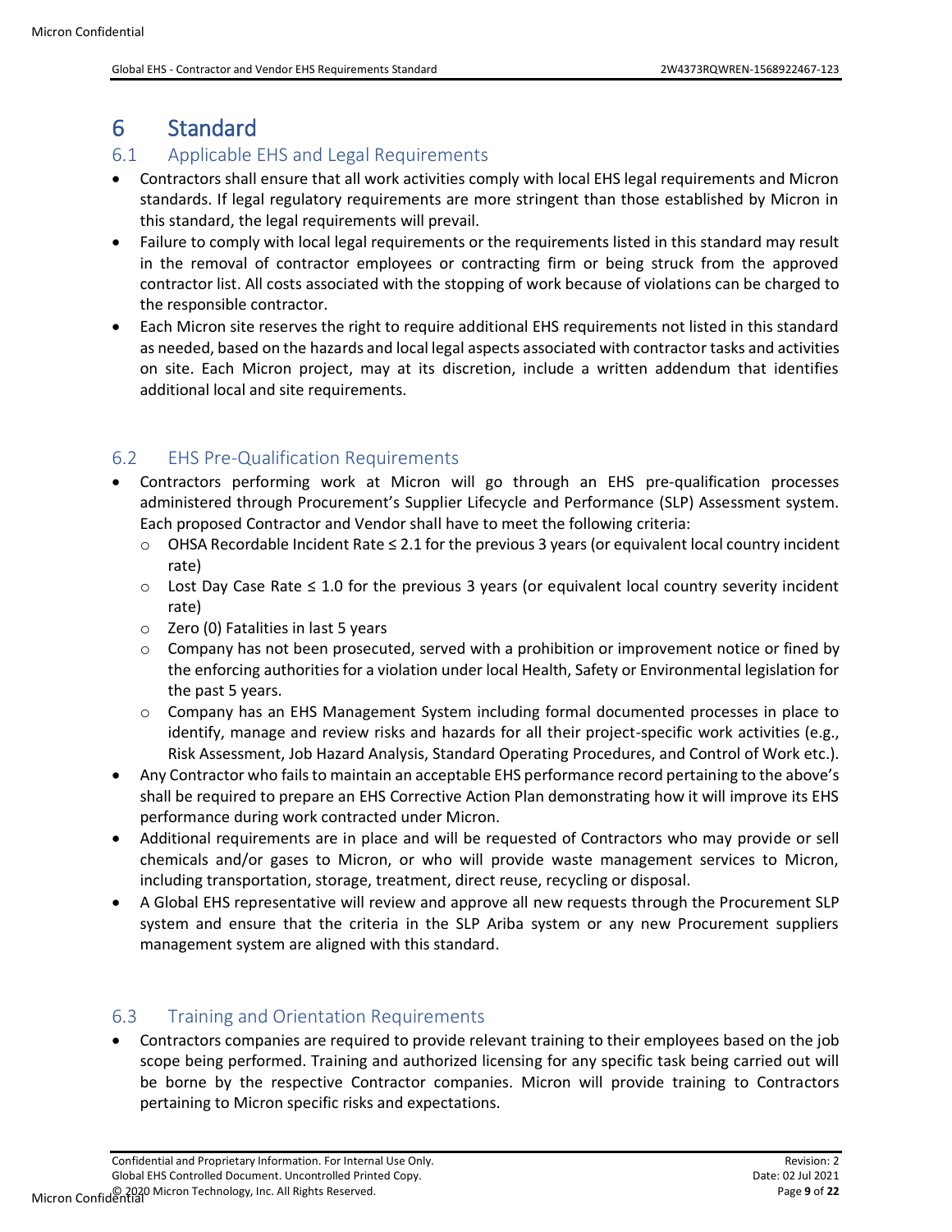# 6 Standard

## 6.1 Applicable EHS and Legal Requirements

- Contractors shall ensure that all work activities comply with local EHS legal requirements and Micron standards. If legal regulatory requirements are more stringent than those established by Micron in this standard, the legal requirements will prevail.
- Failure to comply with local legal requirements or the requirements listed in this standard may result in the removal of contractor employees or contracting firm or being struck from the approved contractor list. All costs associated with the stopping of work because of violations can be charged to the responsible contractor.
- Each Micron site reserves the right to require additional EHS requirements not listed in this standard as needed, based on the hazards and local legal aspects associated with contractor tasks and activities on site. Each Micron project, may at its discretion, include a written addendum that identifies additional local and site requirements.

## 6.2 EHS Pre-Qualification Requirements

- Contractors performing work at Micron will go through an EHS pre-qualification processes administered through Procurement's Supplier Lifecycle and Performance (SLP) Assessment system. Each proposed Contractor and Vendor shall have to meet the following criteria:
  - OHSA Recordable Incident Rate ≤ 2.1 for the previous 3 years (or equivalent local country incident rate)
  - Lost Day Case Rate ≤ 1.0 for the previous 3 years (or equivalent local country severity incident rate)
  - Zero (0) Fatalities in last 5 years
  - Company has not been prosecuted, served with a prohibition or improvement notice or fined by the enforcing authorities for a violation under local Health, Safety or Environmental legislation for the past 5 years.
  - Company has an EHS Management System including formal documented processes in place to identify, manage and review risks and hazards for all their project-specific work activities (e.g., Risk Assessment, Job Hazard Analysis, Standard Operating Procedures, and Control of Work etc.).
- Any Contractor who fails to maintain an acceptable EHS performance record pertaining to the above's shall be required to prepare an EHS Corrective Action Plan demonstrating how it will improve its EHS performance during work contracted under Micron.
- Additional requirements are in place and will be requested of Contractors who may provide or sell chemicals and/or gases to Micron, or who will provide waste management services to Micron, including transportation, storage, treatment, direct reuse, recycling or disposal.
- A Global EHS representative will review and approve all new requests through the Procurement SLP system and ensure that the criteria in the SLP Ariba system or any new Procurement suppliers management system are aligned with this standard.

## 6.3 Training and Orientation Requirements

- Contractors companies are required to provide relevant training to their employees based on the job scope being performed. Training and authorized licensing for any specific task being carried out will be borne by the respective Contractor companies. Micron will provide training to Contractors pertaining to Micron specific risks and expectations.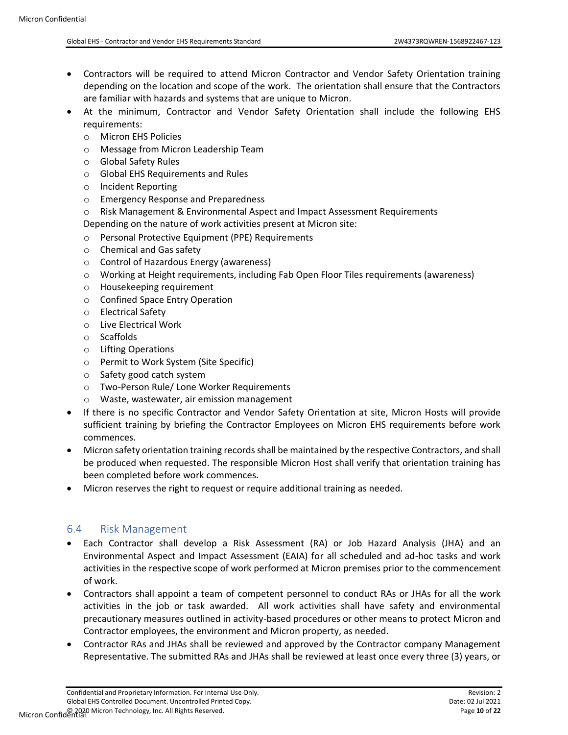- Contractors will be required to attend Micron Contractor and Vendor Safety Orientation training depending on the location and scope of the work. The orientation shall ensure that the Contractors are familiar with hazards and systems that are unique to Micron.
- At the minimum, Contractor and Vendor Safety Orientation shall include the following EHS requirements:
  - Micron EHS Policies
  - Message from Micron Leadership Team
  - Global Safety Rules
  - Global EHS Requirements and Rules
  - Incident Reporting
  - Emergency Response and Preparedness
  - Risk Management & Environmental Aspect and Impact Assessment Requirements

  Depending on the nature of work activities present at Micron site:
  - Personal Protective Equipment (PPE) Requirements
  - Chemical and Gas safety
  - Control of Hazardous Energy (awareness)
  - Working at Height requirements, including Fab Open Floor Tiles requirements (awareness)
  - Housekeeping requirement
  - Confined Space Entry Operation
  - Electrical Safety
  - Live Electrical Work
  - Scaffolds
  - Lifting Operations
  - Permit to Work System (Site Specific)
  - Safety good catch system
  - Two-Person Rule/ Lone Worker Requirements
  - Waste, wastewater, air emission management
- If there is no specific Contractor and Vendor Safety Orientation at site, Micron Hosts will provide sufficient training by briefing the Contractor Employees on Micron EHS requirements before work commences.
- Micron safety orientation training records shall be maintained by the respective Contractors, and shall be produced when requested. The responsible Micron Host shall verify that orientation training has been completed before work commences.
- Micron reserves the right to request or require additional training as needed.

## 6.4 Risk Management

- Each Contractor shall develop a Risk Assessment (RA) or Job Hazard Analysis (JHA) and an Environmental Aspect and Impact Assessment (EAIA) for all scheduled and ad-hoc tasks and work activities in the respective scope of work performed at Micron premises prior to the commencement of work.
- Contractors shall appoint a team of competent personnel to conduct RAs or JHAs for all the work activities in the job or task awarded. All work activities shall have safety and environmental precautionary measures outlined in activity-based procedures or other means to protect Micron and Contractor employees, the environment and Micron property, as needed.
- Contractor RAs and JHAs shall be reviewed and approved by the Contractor company Management Representative. The submitted RAs and JHAs shall be reviewed at least once every three (3) years, or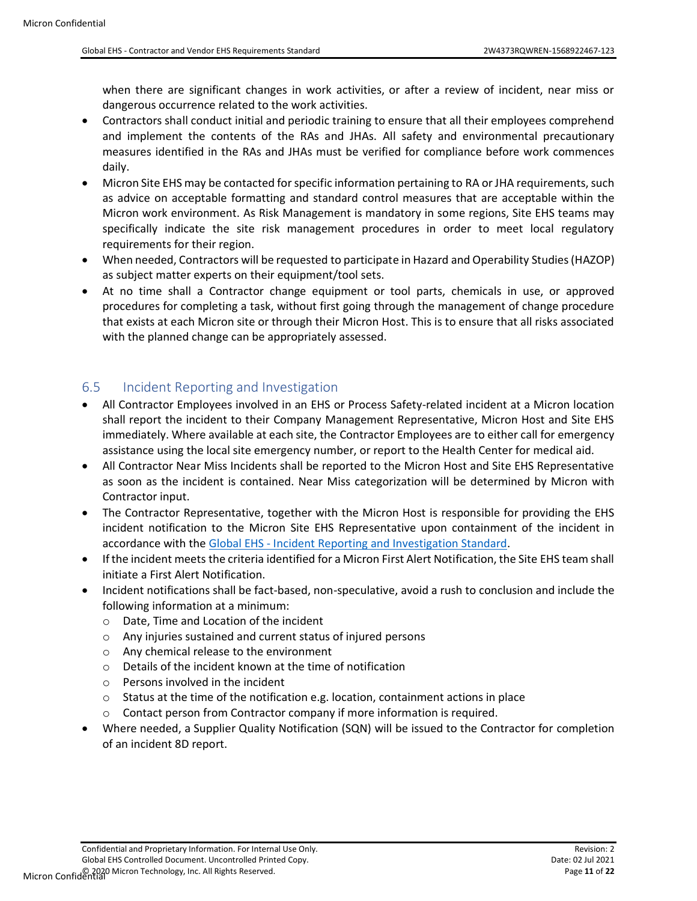when there are significant changes in work activities, or after a review of incident, near miss or dangerous occurrence related to the work activities.

- Contractors shall conduct initial and periodic training to ensure that all their employees comprehend and implement the contents of the RAs and JHAs. All safety and environmental precautionary measures identified in the RAs and JHAs must be verified for compliance before work commences daily.
- Micron Site EHS may be contacted for specific information pertaining to RA or JHA requirements, such as advice on acceptable formatting and standard control measures that are acceptable within the Micron work environment. As Risk Management is mandatory in some regions, Site EHS teams may specifically indicate the site risk management procedures in order to meet local regulatory requirements for their region.
- When needed, Contractors will be requested to participate in Hazard and Operability Studies (HAZOP) as subject matter experts on their equipment/tool sets.
- At no time shall a Contractor change equipment or tool parts, chemicals in use, or approved procedures for completing a task, without first going through the management of change procedure that exists at each Micron site or through their Micron Host. This is to ensure that all risks associated with the planned change can be appropriately assessed.

## 6.5 Incident Reporting and Investigation

- All Contractor Employees involved in an EHS or Process Safety-related incident at a Micron location shall report the incident to their Company Management Representative, Micron Host and Site EHS immediately. Where available at each site, the Contractor Employees are to either call for emergency assistance using the local site emergency number, or report to the Health Center for medical aid.
- All Contractor Near Miss Incidents shall be reported to the Micron Host and Site EHS Representative as soon as the incident is contained. Near Miss categorization will be determined by Micron with Contractor input.
- The Contractor Representative, together with the Micron Host is responsible for providing the EHS incident notification to the Micron Site EHS Representative upon containment of the incident in accordance with the Global EHS - Incident Reporting and Investigation Standard.
- If the incident meets the criteria identified for a Micron First Alert Notification, the Site EHS team shall initiate a First Alert Notification.
- Incident notifications shall be fact-based, non-speculative, avoid a rush to conclusion and include the following information at a minimum:
  - Date, Time and Location of the incident
  - Any injuries sustained and current status of injured persons
  - Any chemical release to the environment
  - Details of the incident known at the time of notification
  - Persons involved in the incident
  - Status at the time of the notification e.g. location, containment actions in place
  - Contact person from Contractor company if more information is required.
- Where needed, a Supplier Quality Notification (SQN) will be issued to the Contractor for completion of an incident 8D report.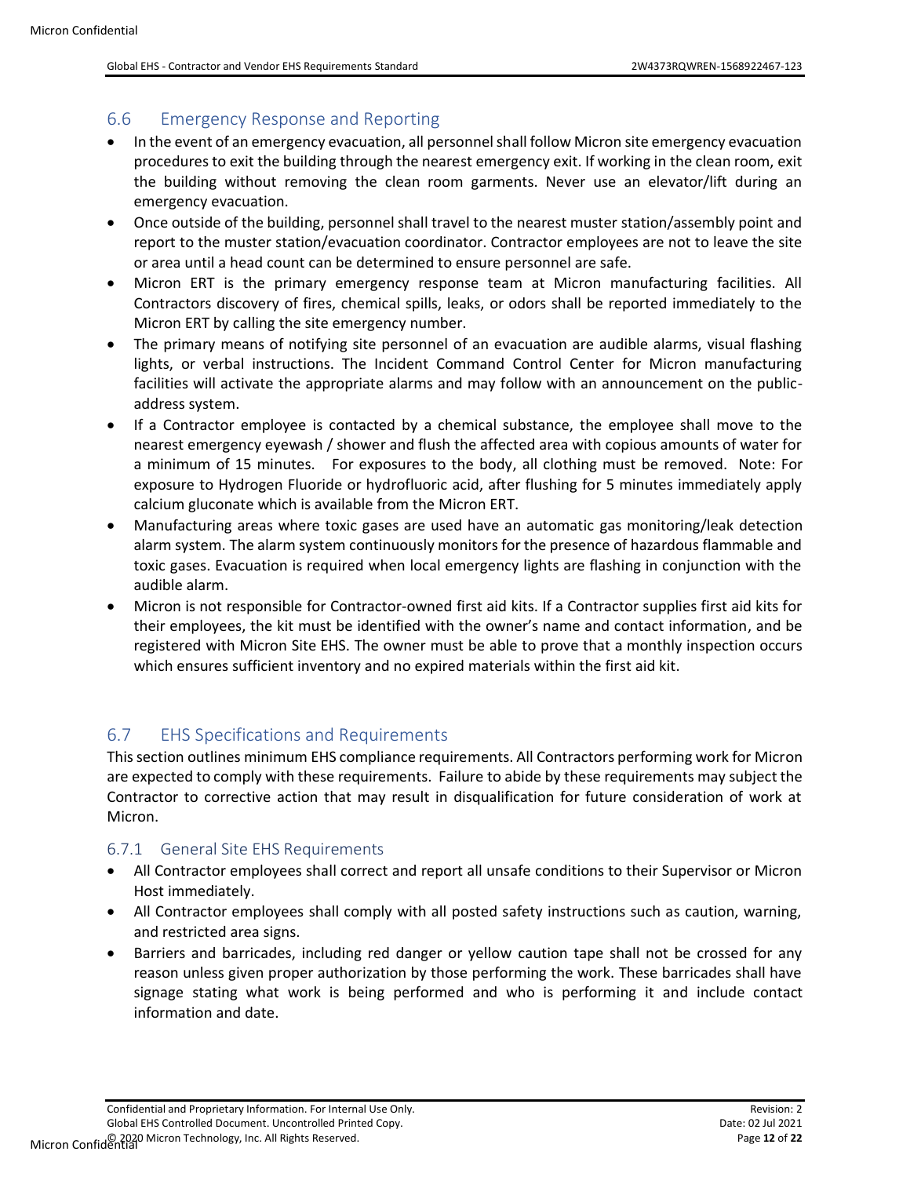## 6.6 Emergency Response and Reporting

- In the event of an emergency evacuation, all personnel shall follow Micron site emergency evacuation procedures to exit the building through the nearest emergency exit. If working in the clean room, exit the building without removing the clean room garments. Never use an elevator/lift during an emergency evacuation.
- Once outside of the building, personnel shall travel to the nearest muster station/assembly point and report to the muster station/evacuation coordinator. Contractor employees are not to leave the site or area until a head count can be determined to ensure personnel are safe.
- Micron ERT is the primary emergency response team at Micron manufacturing facilities. All Contractors discovery of fires, chemical spills, leaks, or odors shall be reported immediately to the Micron ERT by calling the site emergency number.
- The primary means of notifying site personnel of an evacuation are audible alarms, visual flashing lights, or verbal instructions. The Incident Command Control Center for Micron manufacturing facilities will activate the appropriate alarms and may follow with an announcement on the public-address system.
- If a Contractor employee is contacted by a chemical substance, the employee shall move to the nearest emergency eyewash / shower and flush the affected area with copious amounts of water for a minimum of 15 minutes. For exposures to the body, all clothing must be removed. Note: For exposure to Hydrogen Fluoride or hydrofluoric acid, after flushing for 5 minutes immediately apply calcium gluconate which is available from the Micron ERT.
- Manufacturing areas where toxic gases are used have an automatic gas monitoring/leak detection alarm system. The alarm system continuously monitors for the presence of hazardous flammable and toxic gases. Evacuation is required when local emergency lights are flashing in conjunction with the audible alarm.
- Micron is not responsible for Contractor-owned first aid kits. If a Contractor supplies first aid kits for their employees, the kit must be identified with the owner's name and contact information, and be registered with Micron Site EHS. The owner must be able to prove that a monthly inspection occurs which ensures sufficient inventory and no expired materials within the first aid kit.

## 6.7 EHS Specifications and Requirements

This section outlines minimum EHS compliance requirements. All Contractors performing work for Micron are expected to comply with these requirements. Failure to abide by these requirements may subject the Contractor to corrective action that may result in disqualification for future consideration of work at Micron.

### 6.7.1 General Site EHS Requirements

- All Contractor employees shall correct and report all unsafe conditions to their Supervisor or Micron Host immediately.
- All Contractor employees shall comply with all posted safety instructions such as caution, warning, and restricted area signs.
- Barriers and barricades, including red danger or yellow caution tape shall not be crossed for any reason unless given proper authorization by those performing the work. These barricades shall have signage stating what work is being performed and who is performing it and include contact information and date.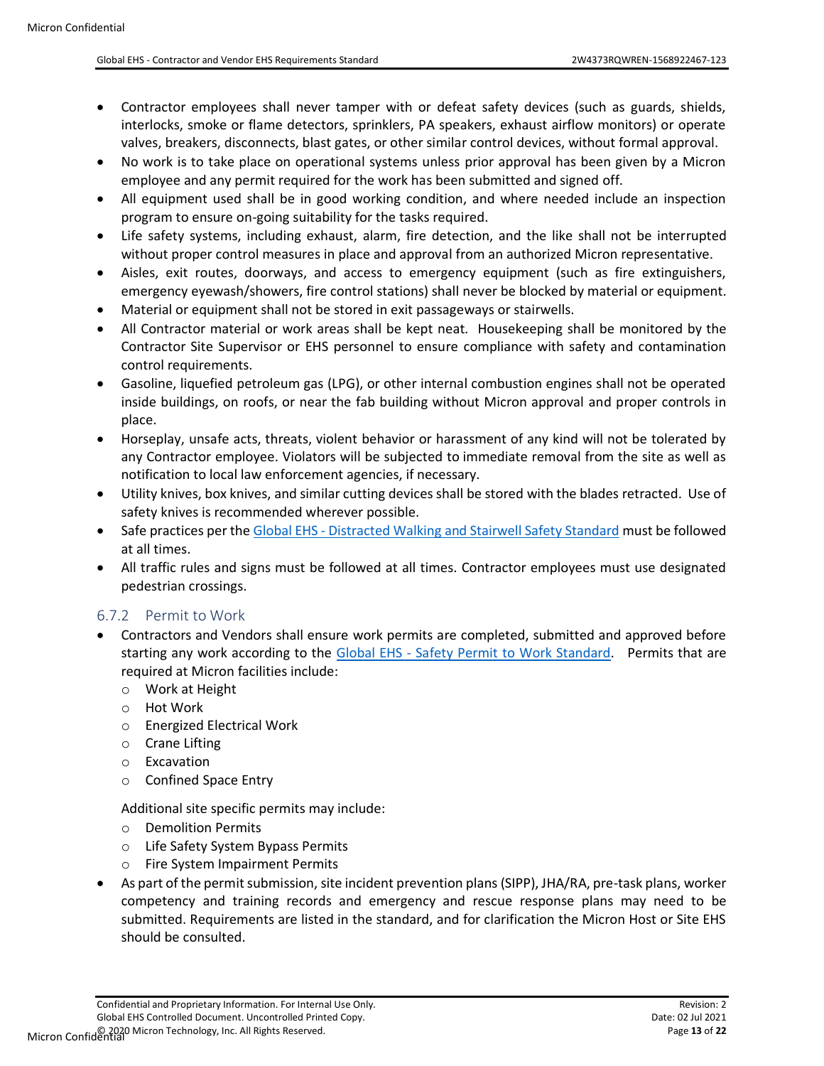- Contractor employees shall never tamper with or defeat safety devices (such as guards, shields, interlocks, smoke or flame detectors, sprinklers, PA speakers, exhaust airflow monitors) or operate valves, breakers, disconnects, blast gates, or other similar control devices, without formal approval.
- No work is to take place on operational systems unless prior approval has been given by a Micron employee and any permit required for the work has been submitted and signed off.
- All equipment used shall be in good working condition, and where needed include an inspection program to ensure on-going suitability for the tasks required.
- Life safety systems, including exhaust, alarm, fire detection, and the like shall not be interrupted without proper control measures in place and approval from an authorized Micron representative.
- Aisles, exit routes, doorways, and access to emergency equipment (such as fire extinguishers, emergency eyewash/showers, fire control stations) shall never be blocked by material or equipment.
- Material or equipment shall not be stored in exit passageways or stairwells.
- All Contractor material or work areas shall be kept neat. Housekeeping shall be monitored by the Contractor Site Supervisor or EHS personnel to ensure compliance with safety and contamination control requirements.
- Gasoline, liquefied petroleum gas (LPG), or other internal combustion engines shall not be operated inside buildings, on roofs, or near the fab building without Micron approval and proper controls in place.
- Horseplay, unsafe acts, threats, violent behavior or harassment of any kind will not be tolerated by any Contractor employee. Violators will be subjected to immediate removal from the site as well as notification to local law enforcement agencies, if necessary.
- Utility knives, box knives, and similar cutting devices shall be stored with the blades retracted. Use of safety knives is recommended wherever possible.
- Safe practices per the Global EHS - Distracted Walking and Stairwell Safety Standard must be followed at all times.
- All traffic rules and signs must be followed at all times. Contractor employees must use designated pedestrian crossings.

### 6.7.2 Permit to Work

- Contractors and Vendors shall ensure work permits are completed, submitted and approved before starting any work according to the Global EHS - Safety Permit to Work Standard. Permits that are required at Micron facilities include:
  - Work at Height
  - Hot Work
  - Energized Electrical Work
  - Crane Lifting
  - Excavation
  - Confined Space Entry

  Additional site specific permits may include:
  - Demolition Permits
  - Life Safety System Bypass Permits
  - Fire System Impairment Permits
- As part of the permit submission, site incident prevention plans (SIPP), JHA/RA, pre-task plans, worker competency and training records and emergency and rescue response plans may need to be submitted. Requirements are listed in the standard, and for clarification the Micron Host or Site EHS should be consulted.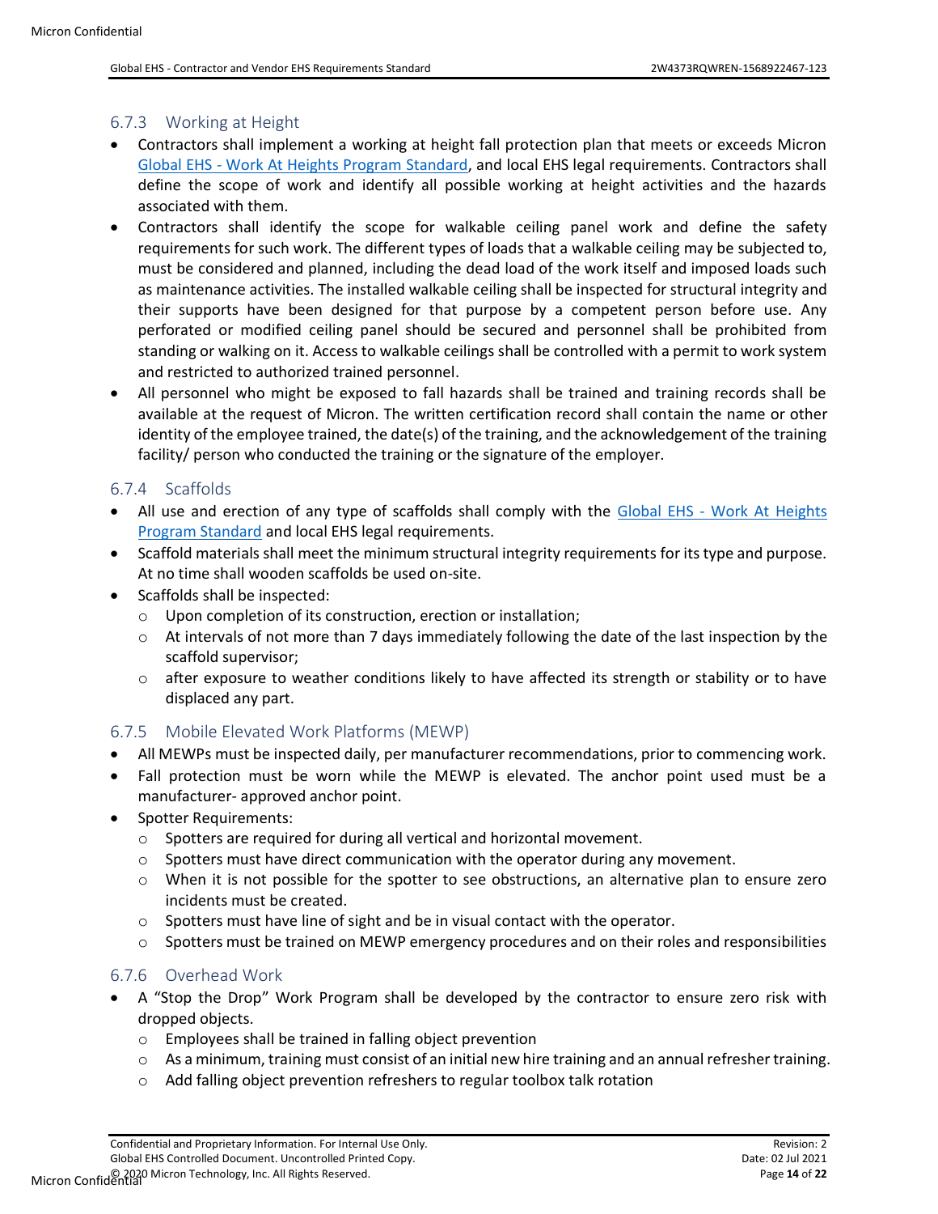### 6.7.3 Working at Height

- Contractors shall implement a working at height fall protection plan that meets or exceeds Micron Global EHS - Work At Heights Program Standard, and local EHS legal requirements. Contractors shall define the scope of work and identify all possible working at height activities and the hazards associated with them.
- Contractors shall identify the scope for walkable ceiling panel work and define the safety requirements for such work. The different types of loads that a walkable ceiling may be subjected to, must be considered and planned, including the dead load of the work itself and imposed loads such as maintenance activities. The installed walkable ceiling shall be inspected for structural integrity and their supports have been designed for that purpose by a competent person before use. Any perforated or modified ceiling panel should be secured and personnel shall be prohibited from standing or walking on it. Access to walkable ceilings shall be controlled with a permit to work system and restricted to authorized trained personnel.
- All personnel who might be exposed to fall hazards shall be trained and training records shall be available at the request of Micron. The written certification record shall contain the name or other identity of the employee trained, the date(s) of the training, and the acknowledgement of the training facility/ person who conducted the training or the signature of the employer.

### 6.7.4 Scaffolds

- All use and erection of any type of scaffolds shall comply with the Global EHS - Work At Heights Program Standard and local EHS legal requirements.
- Scaffold materials shall meet the minimum structural integrity requirements for its type and purpose. At no time shall wooden scaffolds be used on-site.
- Scaffolds shall be inspected:
  - Upon completion of its construction, erection or installation;
  - At intervals of not more than 7 days immediately following the date of the last inspection by the scaffold supervisor;
  - after exposure to weather conditions likely to have affected its strength or stability or to have displaced any part.

### 6.7.5 Mobile Elevated Work Platforms (MEWP)

- All MEWPs must be inspected daily, per manufacturer recommendations, prior to commencing work.
- Fall protection must be worn while the MEWP is elevated. The anchor point used must be a manufacturer- approved anchor point.
- Spotter Requirements:
  - Spotters are required for during all vertical and horizontal movement.
  - Spotters must have direct communication with the operator during any movement.
  - When it is not possible for the spotter to see obstructions, an alternative plan to ensure zero incidents must be created.
  - Spotters must have line of sight and be in visual contact with the operator.
  - Spotters must be trained on MEWP emergency procedures and on their roles and responsibilities

### 6.7.6 Overhead Work

- A "Stop the Drop" Work Program shall be developed by the contractor to ensure zero risk with dropped objects.
  - Employees shall be trained in falling object prevention
  - As a minimum, training must consist of an initial new hire training and an annual refresher training.
  - Add falling object prevention refreshers to regular toolbox talk rotation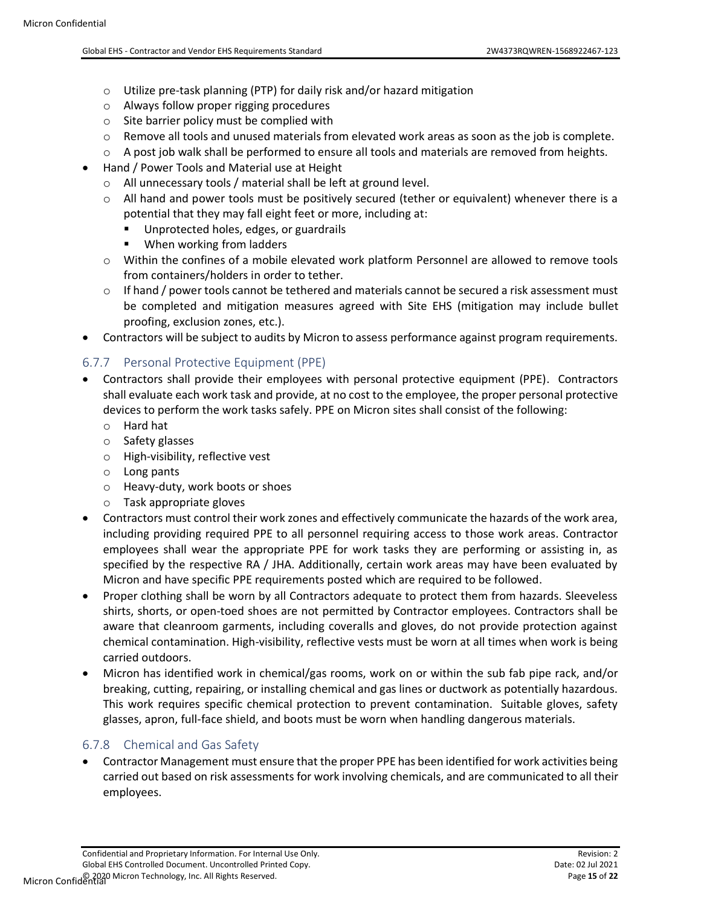- Utilize pre-task planning (PTP) for daily risk and/or hazard mitigation
  - Always follow proper rigging procedures
  - Site barrier policy must be complied with
  - Remove all tools and unused materials from elevated work areas as soon as the job is complete.
  - A post job walk shall be performed to ensure all tools and materials are removed from heights.
- Hand / Power Tools and Material use at Height
  - All unnecessary tools / material shall be left at ground level.
  - All hand and power tools must be positively secured (tether or equivalent) whenever there is a potential that they may fall eight feet or more, including at:
    - Unprotected holes, edges, or guardrails
    - When working from ladders
  - Within the confines of a mobile elevated work platform Personnel are allowed to remove tools from containers/holders in order to tether.
  - If hand / power tools cannot be tethered and materials cannot be secured a risk assessment must be completed and mitigation measures agreed with Site EHS (mitigation may include bullet proofing, exclusion zones, etc.).
- Contractors will be subject to audits by Micron to assess performance against program requirements.

### 6.7.7 Personal Protective Equipment (PPE)

- Contractors shall provide their employees with personal protective equipment (PPE). Contractors shall evaluate each work task and provide, at no cost to the employee, the proper personal protective devices to perform the work tasks safely. PPE on Micron sites shall consist of the following:
  - Hard hat
  - Safety glasses
  - High-visibility, reflective vest
  - Long pants
  - Heavy-duty, work boots or shoes
  - Task appropriate gloves
- Contractors must control their work zones and effectively communicate the hazards of the work area, including providing required PPE to all personnel requiring access to those work areas. Contractor employees shall wear the appropriate PPE for work tasks they are performing or assisting in, as specified by the respective RA / JHA. Additionally, certain work areas may have been evaluated by Micron and have specific PPE requirements posted which are required to be followed.
- Proper clothing shall be worn by all Contractors adequate to protect them from hazards. Sleeveless shirts, shorts, or open-toed shoes are not permitted by Contractor employees. Contractors shall be aware that cleanroom garments, including coveralls and gloves, do not provide protection against chemical contamination. High-visibility, reflective vests must be worn at all times when work is being carried outdoors.
- Micron has identified work in chemical/gas rooms, work on or within the sub fab pipe rack, and/or breaking, cutting, repairing, or installing chemical and gas lines or ductwork as potentially hazardous. This work requires specific chemical protection to prevent contamination. Suitable gloves, safety glasses, apron, full-face shield, and boots must be worn when handling dangerous materials.

### 6.7.8 Chemical and Gas Safety

- Contractor Management must ensure that the proper PPE has been identified for work activities being carried out based on risk assessments for work involving chemicals, and are communicated to all their employees.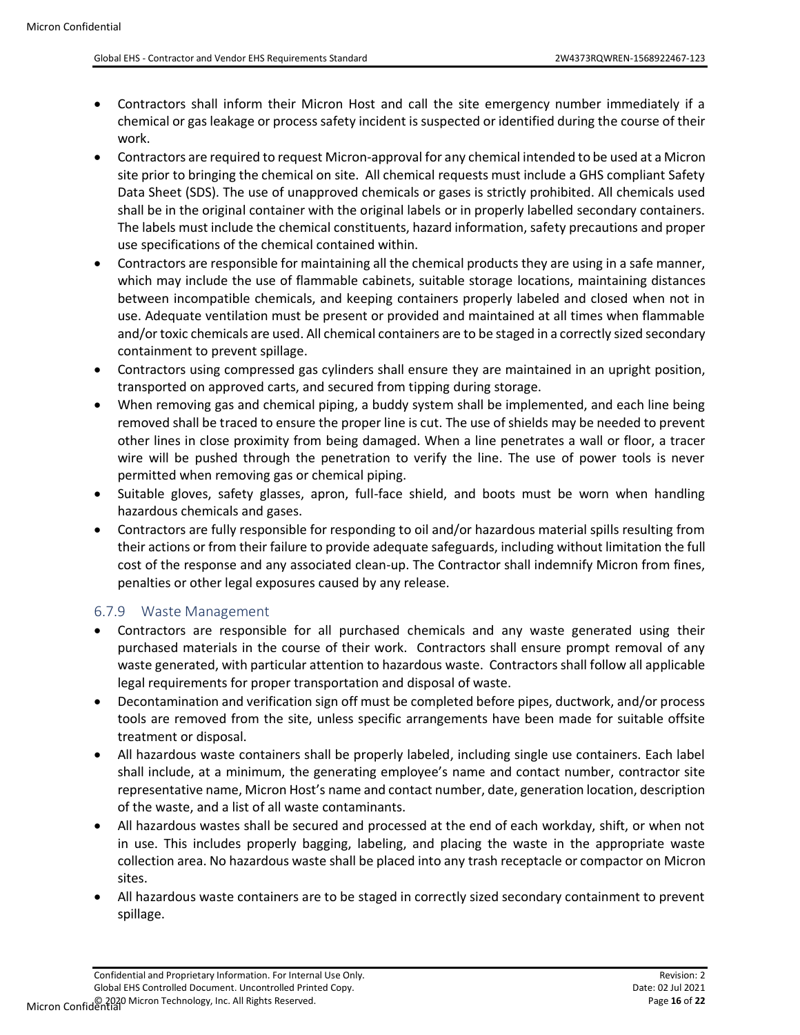- Contractors shall inform their Micron Host and call the site emergency number immediately if a chemical or gas leakage or process safety incident is suspected or identified during the course of their work.
- Contractors are required to request Micron-approval for any chemical intended to be used at a Micron site prior to bringing the chemical on site. All chemical requests must include a GHS compliant Safety Data Sheet (SDS). The use of unapproved chemicals or gases is strictly prohibited. All chemicals used shall be in the original container with the original labels or in properly labelled secondary containers. The labels must include the chemical constituents, hazard information, safety precautions and proper use specifications of the chemical contained within.
- Contractors are responsible for maintaining all the chemical products they are using in a safe manner, which may include the use of flammable cabinets, suitable storage locations, maintaining distances between incompatible chemicals, and keeping containers properly labeled and closed when not in use. Adequate ventilation must be present or provided and maintained at all times when flammable and/or toxic chemicals are used. All chemical containers are to be staged in a correctly sized secondary containment to prevent spillage.
- Contractors using compressed gas cylinders shall ensure they are maintained in an upright position, transported on approved carts, and secured from tipping during storage.
- When removing gas and chemical piping, a buddy system shall be implemented, and each line being removed shall be traced to ensure the proper line is cut. The use of shields may be needed to prevent other lines in close proximity from being damaged. When a line penetrates a wall or floor, a tracer wire will be pushed through the penetration to verify the line. The use of power tools is never permitted when removing gas or chemical piping.
- Suitable gloves, safety glasses, apron, full-face shield, and boots must be worn when handling hazardous chemicals and gases.
- Contractors are fully responsible for responding to oil and/or hazardous material spills resulting from their actions or from their failure to provide adequate safeguards, including without limitation the full cost of the response and any associated clean-up. The Contractor shall indemnify Micron from fines, penalties or other legal exposures caused by any release.

### 6.7.9 Waste Management

- Contractors are responsible for all purchased chemicals and any waste generated using their purchased materials in the course of their work. Contractors shall ensure prompt removal of any waste generated, with particular attention to hazardous waste. Contractors shall follow all applicable legal requirements for proper transportation and disposal of waste.
- Decontamination and verification sign off must be completed before pipes, ductwork, and/or process tools are removed from the site, unless specific arrangements have been made for suitable offsite treatment or disposal.
- All hazardous waste containers shall be properly labeled, including single use containers. Each label shall include, at a minimum, the generating employee's name and contact number, contractor site representative name, Micron Host's name and contact number, date, generation location, description of the waste, and a list of all waste contaminants.
- All hazardous wastes shall be secured and processed at the end of each workday, shift, or when not in use. This includes properly bagging, labeling, and placing the waste in the appropriate waste collection area. No hazardous waste shall be placed into any trash receptacle or compactor on Micron sites.
- All hazardous waste containers are to be staged in correctly sized secondary containment to prevent spillage.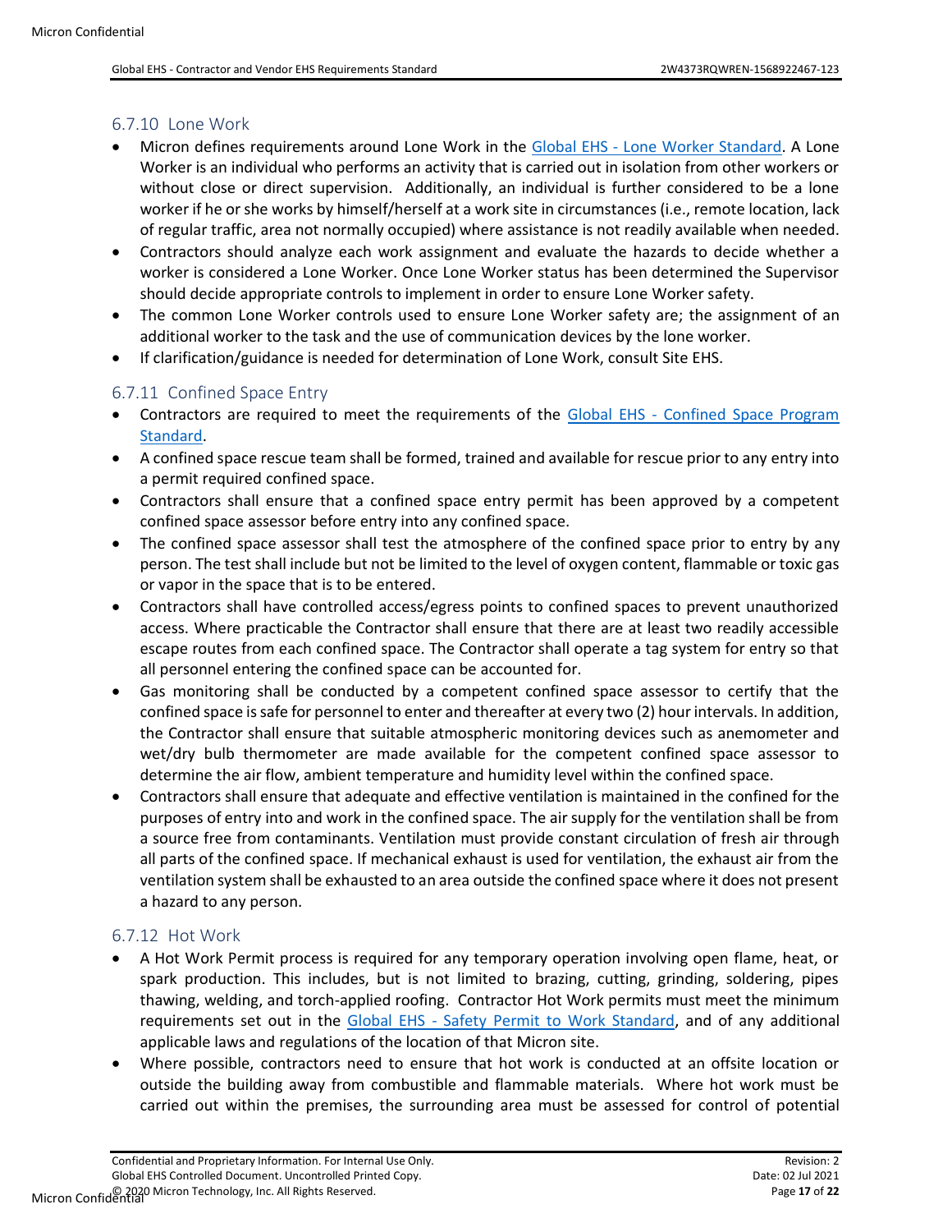### 6.7.10 Lone Work

- Micron defines requirements around Lone Work in the Global EHS - Lone Worker Standard. A Lone Worker is an individual who performs an activity that is carried out in isolation from other workers or without close or direct supervision. Additionally, an individual is further considered to be a lone worker if he or she works by himself/herself at a work site in circumstances (i.e., remote location, lack of regular traffic, area not normally occupied) where assistance is not readily available when needed.
- Contractors should analyze each work assignment and evaluate the hazards to decide whether a worker is considered a Lone Worker. Once Lone Worker status has been determined the Supervisor should decide appropriate controls to implement in order to ensure Lone Worker safety.
- The common Lone Worker controls used to ensure Lone Worker safety are; the assignment of an additional worker to the task and the use of communication devices by the lone worker.
- If clarification/guidance is needed for determination of Lone Work, consult Site EHS.

### 6.7.11 Confined Space Entry

- Contractors are required to meet the requirements of the Global EHS - Confined Space Program Standard.
- A confined space rescue team shall be formed, trained and available for rescue prior to any entry into a permit required confined space.
- Contractors shall ensure that a confined space entry permit has been approved by a competent confined space assessor before entry into any confined space.
- The confined space assessor shall test the atmosphere of the confined space prior to entry by any person. The test shall include but not be limited to the level of oxygen content, flammable or toxic gas or vapor in the space that is to be entered.
- Contractors shall have controlled access/egress points to confined spaces to prevent unauthorized access. Where practicable the Contractor shall ensure that there are at least two readily accessible escape routes from each confined space. The Contractor shall operate a tag system for entry so that all personnel entering the confined space can be accounted for.
- Gas monitoring shall be conducted by a competent confined space assessor to certify that the confined space is safe for personnel to enter and thereafter at every two (2) hour intervals. In addition, the Contractor shall ensure that suitable atmospheric monitoring devices such as anemometer and wet/dry bulb thermometer are made available for the competent confined space assessor to determine the air flow, ambient temperature and humidity level within the confined space.
- Contractors shall ensure that adequate and effective ventilation is maintained in the confined for the purposes of entry into and work in the confined space. The air supply for the ventilation shall be from a source free from contaminants. Ventilation must provide constant circulation of fresh air through all parts of the confined space. If mechanical exhaust is used for ventilation, the exhaust air from the ventilation system shall be exhausted to an area outside the confined space where it does not present a hazard to any person.

### 6.7.12 Hot Work

- A Hot Work Permit process is required for any temporary operation involving open flame, heat, or spark production. This includes, but is not limited to brazing, cutting, grinding, soldering, pipes thawing, welding, and torch-applied roofing. Contractor Hot Work permits must meet the minimum requirements set out in the Global EHS - Safety Permit to Work Standard, and of any additional applicable laws and regulations of the location of that Micron site.
- Where possible, contractors need to ensure that hot work is conducted at an offsite location or outside the building away from combustible and flammable materials. Where hot work must be carried out within the premises, the surrounding area must be assessed for control of potential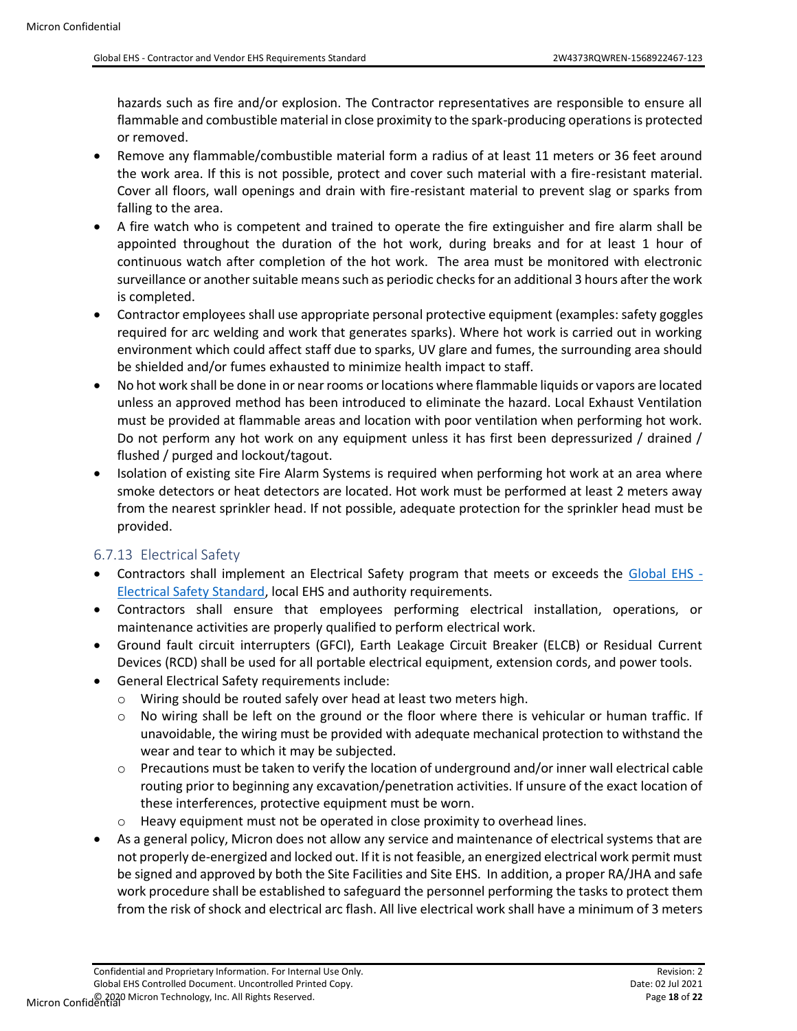hazards such as fire and/or explosion. The Contractor representatives are responsible to ensure all flammable and combustible material in close proximity to the spark-producing operations is protected or removed.

- Remove any flammable/combustible material form a radius of at least 11 meters or 36 feet around the work area. If this is not possible, protect and cover such material with a fire-resistant material. Cover all floors, wall openings and drain with fire-resistant material to prevent slag or sparks from falling to the area.
- A fire watch who is competent and trained to operate the fire extinguisher and fire alarm shall be appointed throughout the duration of the hot work, during breaks and for at least 1 hour of continuous watch after completion of the hot work. The area must be monitored with electronic surveillance or another suitable means such as periodic checks for an additional 3 hours after the work is completed.
- Contractor employees shall use appropriate personal protective equipment (examples: safety goggles required for arc welding and work that generates sparks). Where hot work is carried out in working environment which could affect staff due to sparks, UV glare and fumes, the surrounding area should be shielded and/or fumes exhausted to minimize health impact to staff.
- No hot work shall be done in or near rooms or locations where flammable liquids or vapors are located unless an approved method has been introduced to eliminate the hazard. Local Exhaust Ventilation must be provided at flammable areas and location with poor ventilation when performing hot work. Do not perform any hot work on any equipment unless it has first been depressurized / drained / flushed / purged and lockout/tagout.
- Isolation of existing site Fire Alarm Systems is required when performing hot work at an area where smoke detectors or heat detectors are located. Hot work must be performed at least 2 meters away from the nearest sprinkler head. If not possible, adequate protection for the sprinkler head must be provided.

### 6.7.13 Electrical Safety

- Contractors shall implement an Electrical Safety program that meets or exceeds the Global EHS - Electrical Safety Standard, local EHS and authority requirements.
- Contractors shall ensure that employees performing electrical installation, operations, or maintenance activities are properly qualified to perform electrical work.
- Ground fault circuit interrupters (GFCI), Earth Leakage Circuit Breaker (ELCB) or Residual Current Devices (RCD) shall be used for all portable electrical equipment, extension cords, and power tools.
- General Electrical Safety requirements include:
  - Wiring should be routed safely over head at least two meters high.
  - No wiring shall be left on the ground or the floor where there is vehicular or human traffic. If unavoidable, the wiring must be provided with adequate mechanical protection to withstand the wear and tear to which it may be subjected.
  - Precautions must be taken to verify the location of underground and/or inner wall electrical cable routing prior to beginning any excavation/penetration activities. If unsure of the exact location of these interferences, protective equipment must be worn.
  - Heavy equipment must not be operated in close proximity to overhead lines.
- As a general policy, Micron does not allow any service and maintenance of electrical systems that are not properly de-energized and locked out. If it is not feasible, an energized electrical work permit must be signed and approved by both the Site Facilities and Site EHS. In addition, a proper RA/JHA and safe work procedure shall be established to safeguard the personnel performing the tasks to protect them from the risk of shock and electrical arc flash. All live electrical work shall have a minimum of 3 meters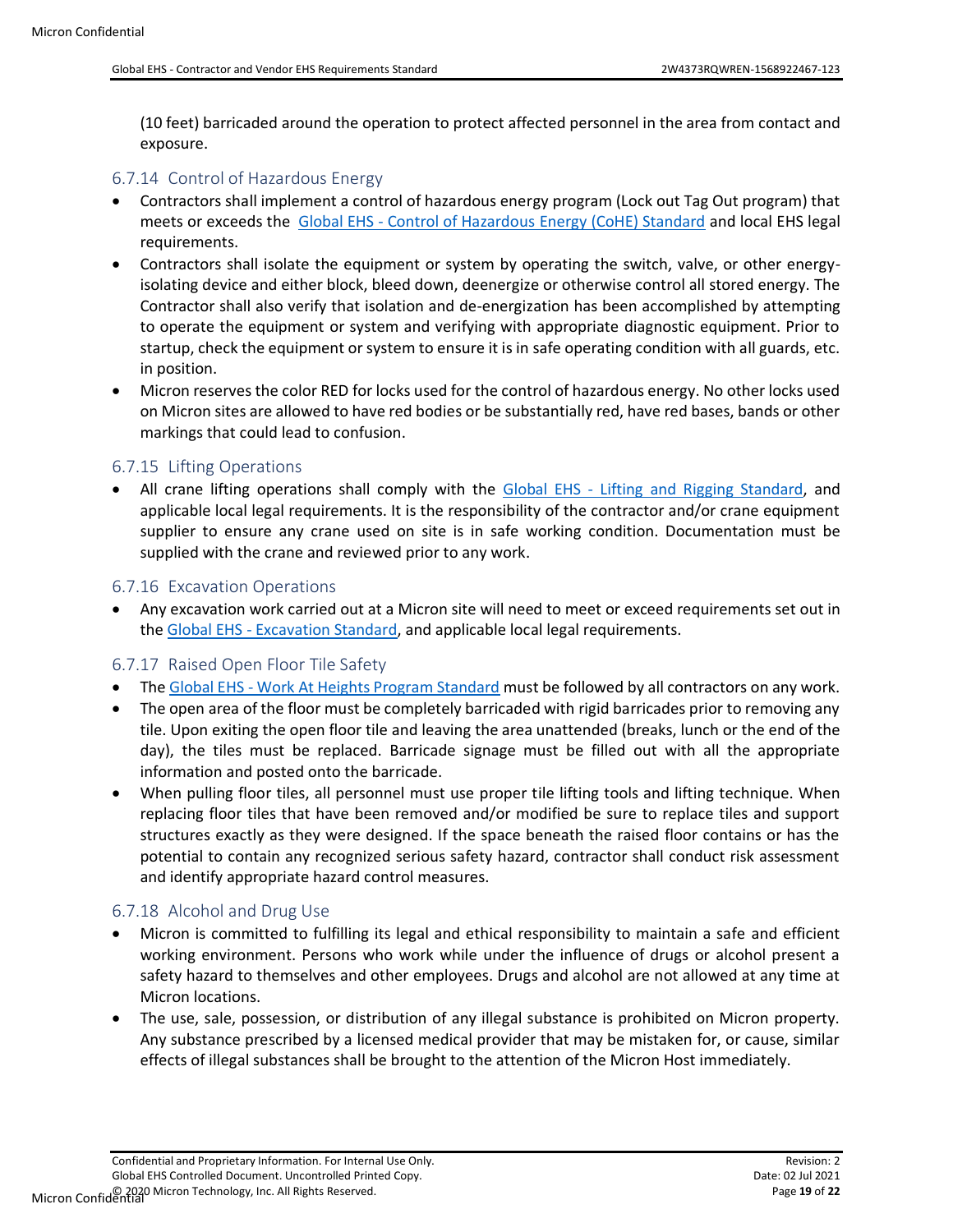(10 feet) barricaded around the operation to protect affected personnel in the area from contact and exposure.

### 6.7.14 Control of Hazardous Energy

- Contractors shall implement a control of hazardous energy program (Lock out Tag Out program) that meets or exceeds the Global EHS - Control of Hazardous Energy (CoHE) Standard and local EHS legal requirements.
- Contractors shall isolate the equipment or system by operating the switch, valve, or other energy-isolating device and either block, bleed down, deenergize or otherwise control all stored energy. The Contractor shall also verify that isolation and de-energization has been accomplished by attempting to operate the equipment or system and verifying with appropriate diagnostic equipment. Prior to startup, check the equipment or system to ensure it is in safe operating condition with all guards, etc. in position.
- Micron reserves the color RED for locks used for the control of hazardous energy. No other locks used on Micron sites are allowed to have red bodies or be substantially red, have red bases, bands or other markings that could lead to confusion.

### 6.7.15 Lifting Operations

- All crane lifting operations shall comply with the Global EHS - Lifting and Rigging Standard, and applicable local legal requirements. It is the responsibility of the contractor and/or crane equipment supplier to ensure any crane used on site is in safe working condition. Documentation must be supplied with the crane and reviewed prior to any work.

### 6.7.16 Excavation Operations

- Any excavation work carried out at a Micron site will need to meet or exceed requirements set out in the Global EHS - Excavation Standard, and applicable local legal requirements.

### 6.7.17 Raised Open Floor Tile Safety

- The Global EHS - Work At Heights Program Standard must be followed by all contractors on any work.
- The open area of the floor must be completely barricaded with rigid barricades prior to removing any tile. Upon exiting the open floor tile and leaving the area unattended (breaks, lunch or the end of the day), the tiles must be replaced. Barricade signage must be filled out with all the appropriate information and posted onto the barricade.
- When pulling floor tiles, all personnel must use proper tile lifting tools and lifting technique. When replacing floor tiles that have been removed and/or modified be sure to replace tiles and support structures exactly as they were designed. If the space beneath the raised floor contains or has the potential to contain any recognized serious safety hazard, contractor shall conduct risk assessment and identify appropriate hazard control measures.

### 6.7.18 Alcohol and Drug Use

- Micron is committed to fulfilling its legal and ethical responsibility to maintain a safe and efficient working environment. Persons who work while under the influence of drugs or alcohol present a safety hazard to themselves and other employees. Drugs and alcohol are not allowed at any time at Micron locations.
- The use, sale, possession, or distribution of any illegal substance is prohibited on Micron property. Any substance prescribed by a licensed medical provider that may be mistaken for, or cause, similar effects of illegal substances shall be brought to the attention of the Micron Host immediately.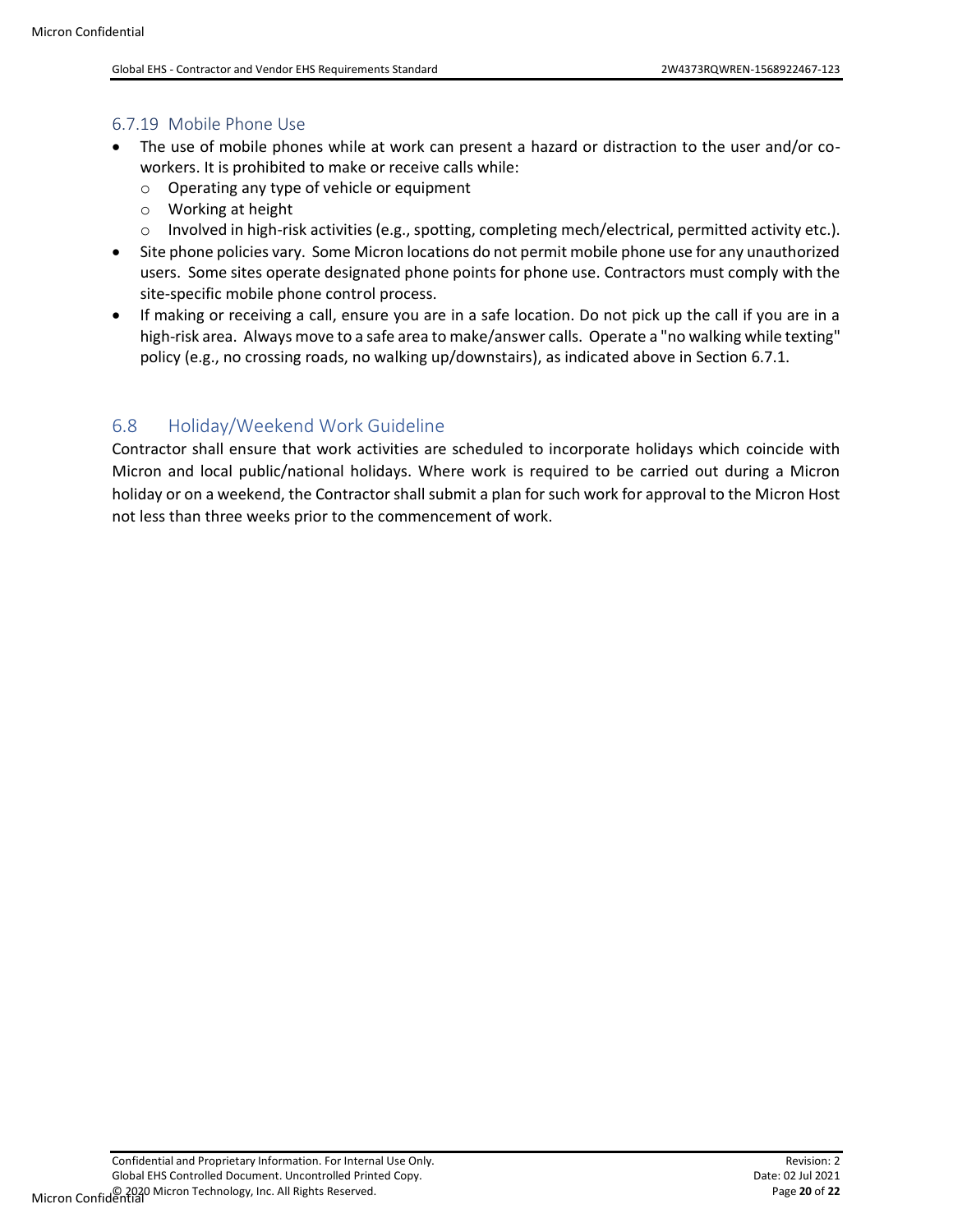### 6.7.19 Mobile Phone Use

- The use of mobile phones while at work can present a hazard or distraction to the user and/or co-workers. It is prohibited to make or receive calls while:
  - Operating any type of vehicle or equipment
  - Working at height
  - Involved in high-risk activities (e.g., spotting, completing mech/electrical, permitted activity etc.).
- Site phone policies vary. Some Micron locations do not permit mobile phone use for any unauthorized users. Some sites operate designated phone points for phone use. Contractors must comply with the site-specific mobile phone control process.
- If making or receiving a call, ensure you are in a safe location. Do not pick up the call if you are in a high-risk area. Always move to a safe area to make/answer calls. Operate a "no walking while texting" policy (e.g., no crossing roads, no walking up/downstairs), as indicated above in Section 6.7.1.

## 6.8 Holiday/Weekend Work Guideline

Contractor shall ensure that work activities are scheduled to incorporate holidays which coincide with Micron and local public/national holidays. Where work is required to be carried out during a Micron holiday or on a weekend, the Contractor shall submit a plan for such work for approval to the Micron Host not less than three weeks prior to the commencement of work.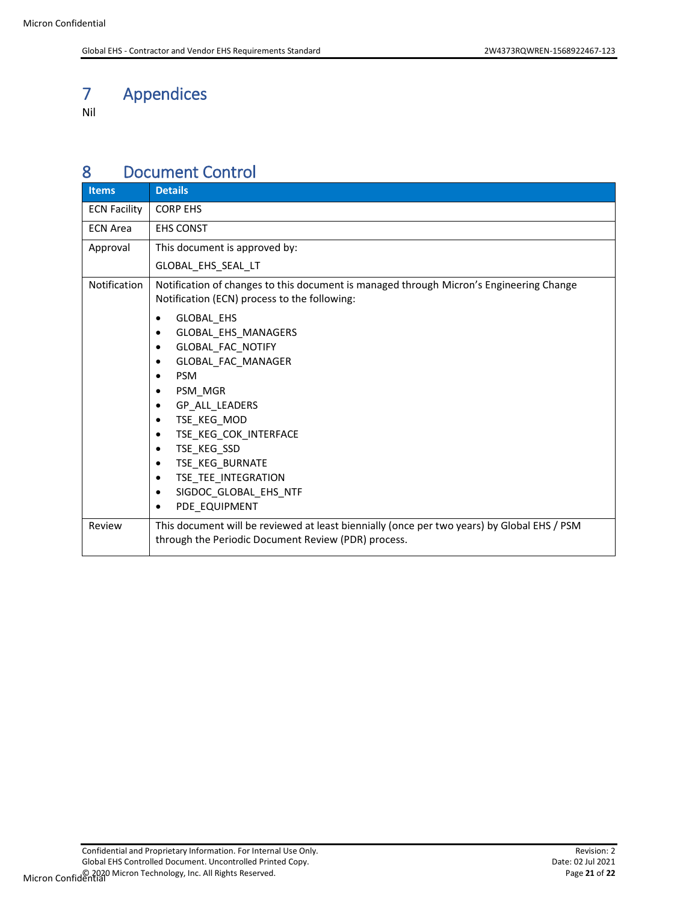# 7 Appendices

Nil

# 8 Document Control

| Items | Details |
|---|---|
| ECN Facility | CORP EHS |
| ECN Area | EHS CONST |
| Approval | This document is approved by:<br>GLOBAL_EHS_SEAL_LT |
| Notification | Notification of changes to this document is managed through Micron's Engineering Change Notification (ECN) process to the following:<br>• GLOBAL_EHS<br>• GLOBAL_EHS_MANAGERS<br>• GLOBAL_FAC_NOTIFY<br>• GLOBAL_FAC_MANAGER<br>• PSM<br>• PSM_MGR<br>• GP_ALL_LEADERS<br>• TSE_KEG_MOD<br>• TSE_KEG_COK_INTERFACE<br>• TSE_KEG_SSD<br>• TSE_KEG_BURNATE<br>• TSE_TEE_INTEGRATION<br>• SIGDOC_GLOBAL_EHS_NTF<br>• PDE_EQUIPMENT |
| Review | This document will be reviewed at least biennially (once per two years) by Global EHS / PSM through the Periodic Document Review (PDR) process. |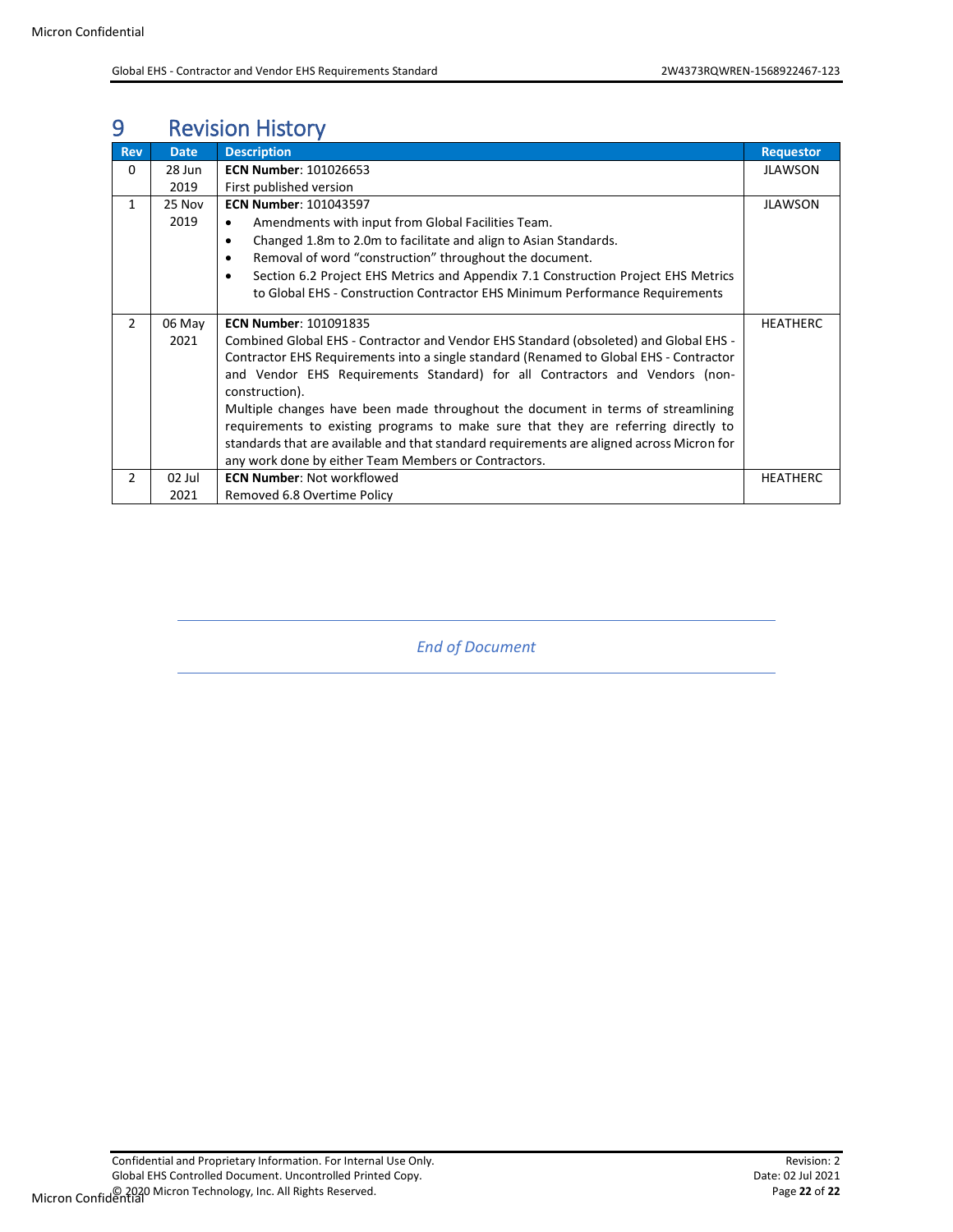# 9 Revision History

| Rev | Date | Description | Requestor |
|---|---|---|---|
| 0 | 28 Jun 2019 | **ECN Number**: 101026653<br>First published version | JLAWSON |
| 1 | 25 Nov 2019 | **ECN Number**: 101043597<br>• Amendments with input from Global Facilities Team.<br>• Changed 1.8m to 2.0m to facilitate and align to Asian Standards.<br>• Removal of word "construction" throughout the document.<br>• Section 6.2 Project EHS Metrics and Appendix 7.1 Construction Project EHS Metrics to Global EHS - Construction Contractor EHS Minimum Performance Requirements | JLAWSON |
| 2 | 06 May 2021 | **ECN Number**: 101091835<br>Combined Global EHS - Contractor and Vendor EHS Standard (obsoleted) and Global EHS - Contractor EHS Requirements into a single standard (Renamed to Global EHS - Contractor and Vendor EHS Requirements Standard) for all Contractors and Vendors (non-construction).<br>Multiple changes have been made throughout the document in terms of streamlining requirements to existing programs to make sure that they are referring directly to standards that are available and that standard requirements are aligned across Micron for any work done by either Team Members or Contractors. | HEATHERC |
| 2 | 02 Jul 2021 | **ECN Number**: Not workflowed<br>Removed 6.8 Overtime Policy | HEATHERC |

*End of Document*